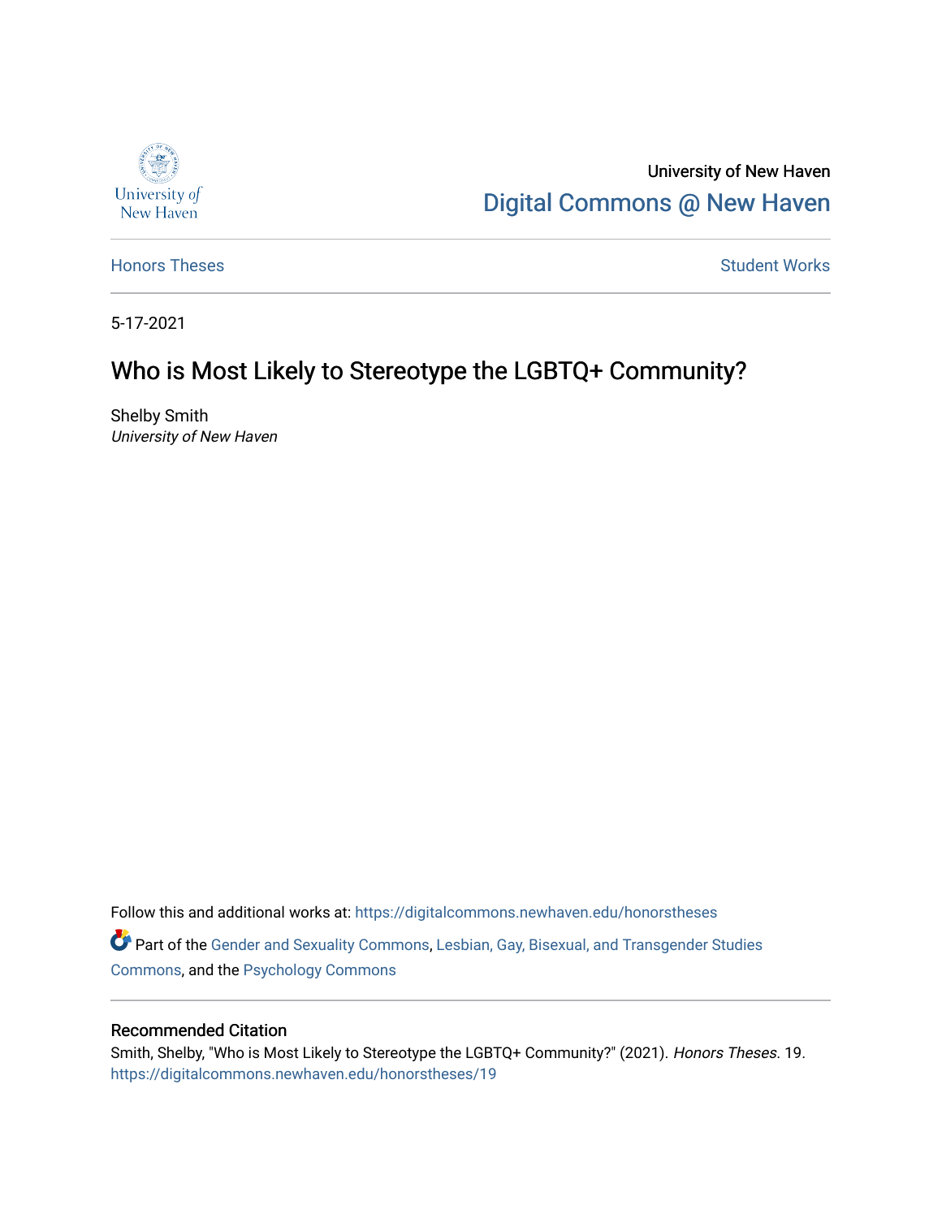University of New Haven

Digital Commons @ New Haven

Honors Theses

Student Works

5-17-2021

# Who is Most Likely to Stereotype the LGBTQ+ Community?

Shelby Smith
*University of New Haven*

Follow this and additional works at: https://digitalcommons.newhaven.edu/honorstheses

Part of the Gender and Sexuality Commons, Lesbian, Gay, Bisexual, and Transgender Studies Commons, and the Psychology Commons

## Recommended Citation

Smith, Shelby, "Who is Most Likely to Stereotype the LGBTQ+ Community?" (2021). *Honors Theses*. 19.
https://digitalcommons.newhaven.edu/honorstheses/19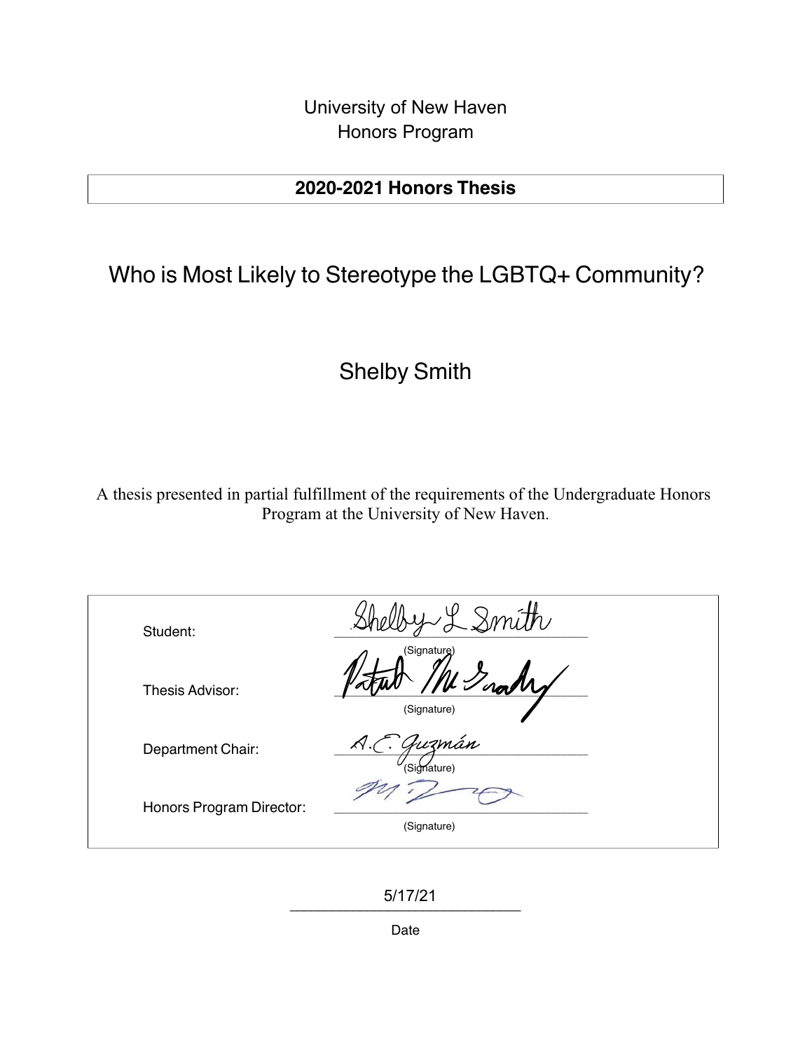University of New Haven
Honors Program

**2020-2021 Honors Thesis**

# Who is Most Likely to Stereotype the LGBTQ+ Community?

## Shelby Smith

A thesis presented in partial fulfillment of the requirements of the Undergraduate Honors Program at the University of New Haven.

| | |
|---|---|
| Student: | Shelby L Smith (Signature) |
| Thesis Advisor: | Patrick McGrady (Signature) |
| Department Chair: | A.C. Guzmán (Signature) |
| Honors Program Director: | (Signature) |

5/17/21

Date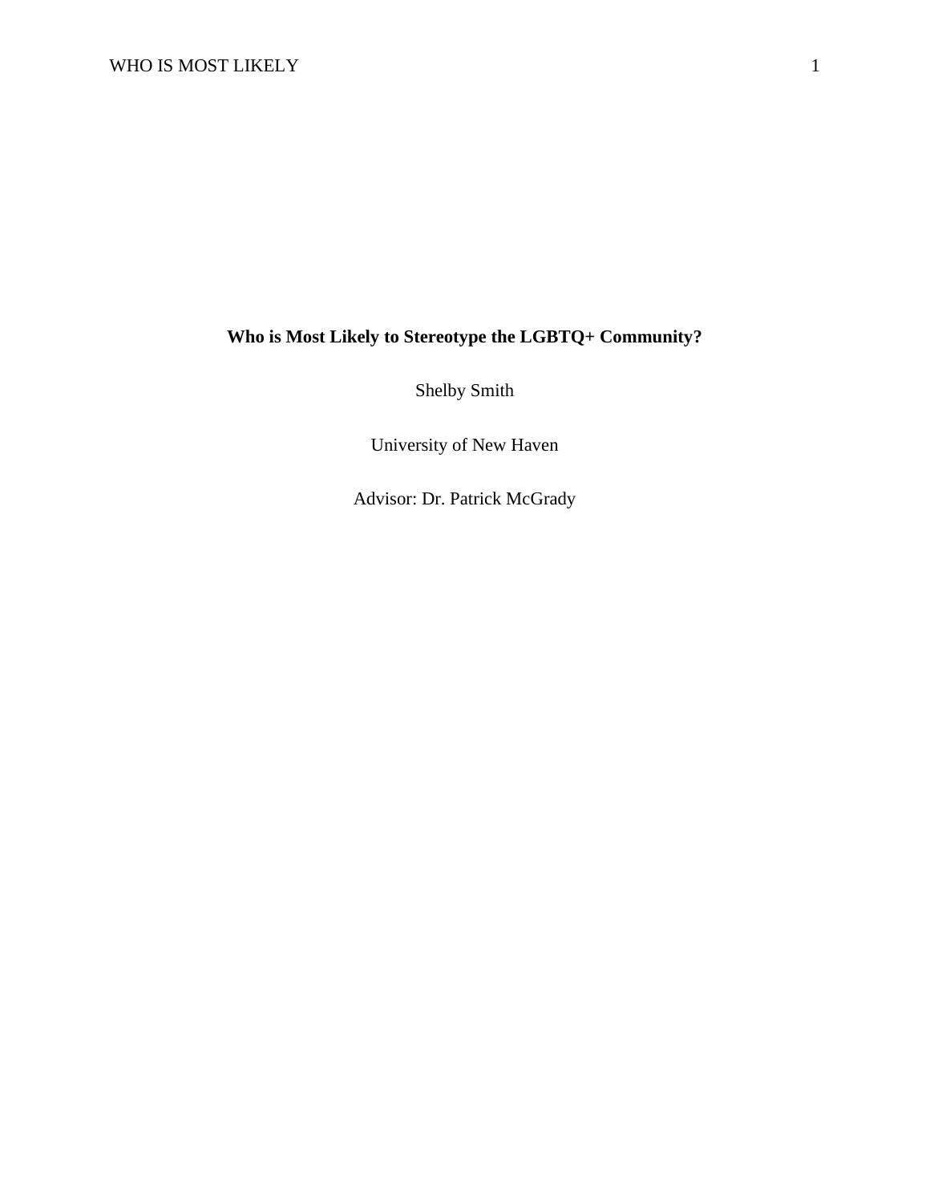# Who is Most Likely to Stereotype the LGBTQ+ Community?

Shelby Smith

University of New Haven

Advisor: Dr. Patrick McGrady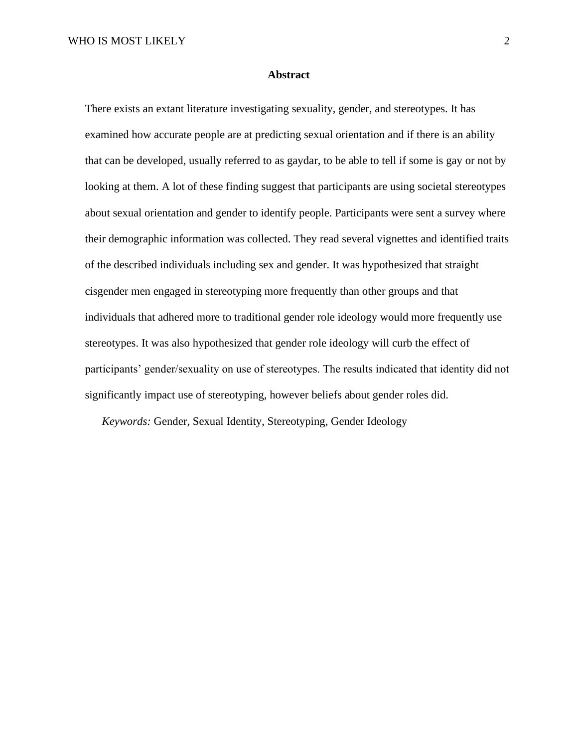# Abstract

There exists an extant literature investigating sexuality, gender, and stereotypes. It has examined how accurate people are at predicting sexual orientation and if there is an ability that can be developed, usually referred to as gaydar, to be able to tell if some is gay or not by looking at them. A lot of these finding suggest that participants are using societal stereotypes about sexual orientation and gender to identify people. Participants were sent a survey where their demographic information was collected. They read several vignettes and identified traits of the described individuals including sex and gender. It was hypothesized that straight cisgender men engaged in stereotyping more frequently than other groups and that individuals that adhered more to traditional gender role ideology would more frequently use stereotypes. It was also hypothesized that gender role ideology will curb the effect of participants' gender/sexuality on use of stereotypes. The results indicated that identity did not significantly impact use of stereotyping, however beliefs about gender roles did.

*Keywords:* Gender, Sexual Identity, Stereotyping, Gender Ideology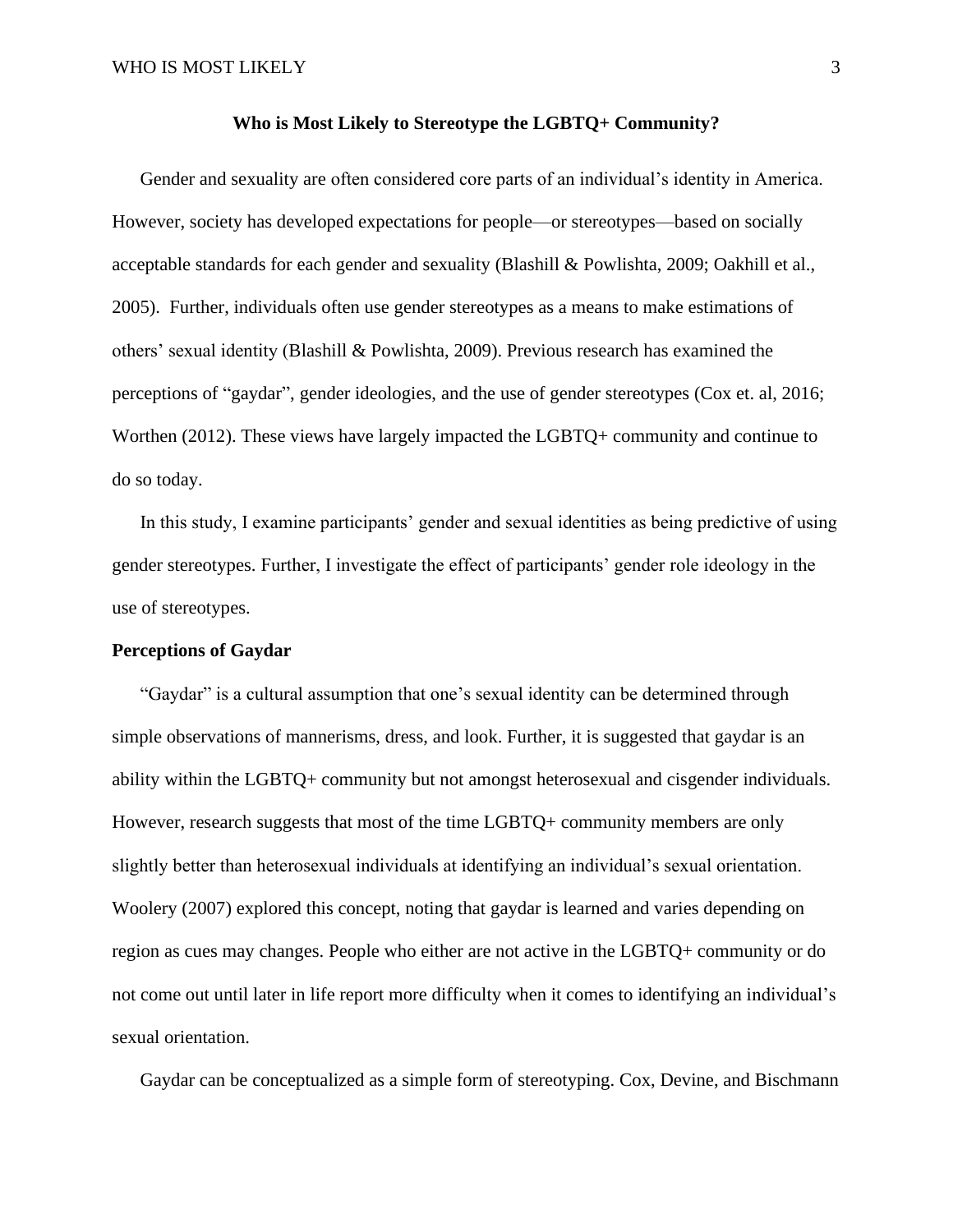## Who is Most Likely to Stereotype the LGBTQ+ Community?

Gender and sexuality are often considered core parts of an individual's identity in America. However, society has developed expectations for people—or stereotypes—based on socially acceptable standards for each gender and sexuality (Blashill & Powlishta, 2009; Oakhill et al., 2005). Further, individuals often use gender stereotypes as a means to make estimations of others' sexual identity (Blashill & Powlishta, 2009). Previous research has examined the perceptions of "gaydar", gender ideologies, and the use of gender stereotypes (Cox et. al, 2016; Worthen (2012). These views have largely impacted the LGBTQ+ community and continue to do so today.

In this study, I examine participants' gender and sexual identities as being predictive of using gender stereotypes. Further, I investigate the effect of participants' gender role ideology in the use of stereotypes.

### Perceptions of Gaydar

"Gaydar" is a cultural assumption that one's sexual identity can be determined through simple observations of mannerisms, dress, and look. Further, it is suggested that gaydar is an ability within the LGBTQ+ community but not amongst heterosexual and cisgender individuals. However, research suggests that most of the time LGBTQ+ community members are only slightly better than heterosexual individuals at identifying an individual's sexual orientation. Woolery (2007) explored this concept, noting that gaydar is learned and varies depending on region as cues may changes. People who either are not active in the LGBTQ+ community or do not come out until later in life report more difficulty when it comes to identifying an individual's sexual orientation.

Gaydar can be conceptualized as a simple form of stereotyping. Cox, Devine, and Bischmann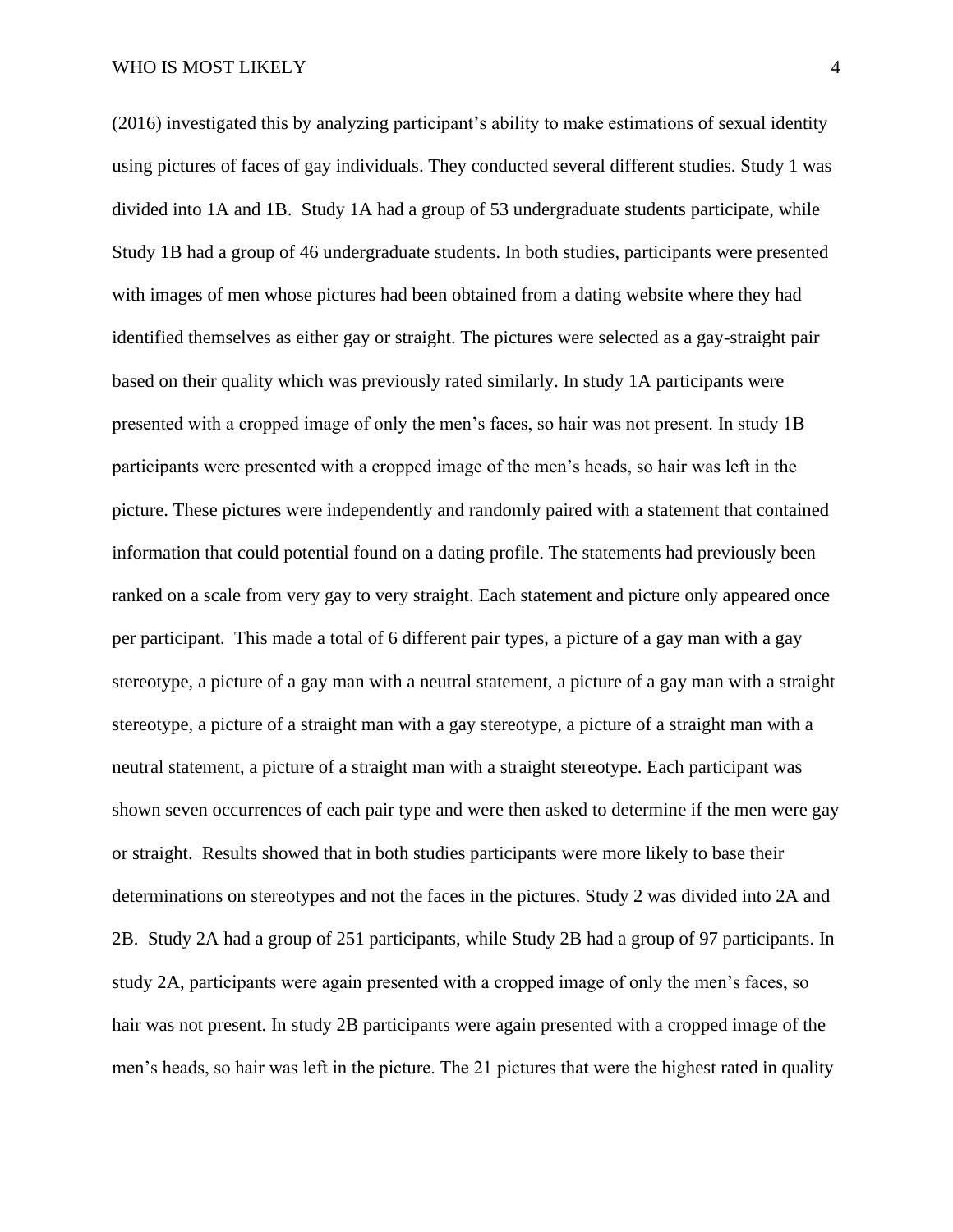(2016) investigated this by analyzing participant's ability to make estimations of sexual identity using pictures of faces of gay individuals. They conducted several different studies. Study 1 was divided into 1A and 1B. Study 1A had a group of 53 undergraduate students participate, while Study 1B had a group of 46 undergraduate students. In both studies, participants were presented with images of men whose pictures had been obtained from a dating website where they had identified themselves as either gay or straight. The pictures were selected as a gay-straight pair based on their quality which was previously rated similarly. In study 1A participants were presented with a cropped image of only the men's faces, so hair was not present. In study 1B participants were presented with a cropped image of the men's heads, so hair was left in the picture. These pictures were independently and randomly paired with a statement that contained information that could potential found on a dating profile. The statements had previously been ranked on a scale from very gay to very straight. Each statement and picture only appeared once per participant. This made a total of 6 different pair types, a picture of a gay man with a gay stereotype, a picture of a gay man with a neutral statement, a picture of a gay man with a straight stereotype, a picture of a straight man with a gay stereotype, a picture of a straight man with a neutral statement, a picture of a straight man with a straight stereotype. Each participant was shown seven occurrences of each pair type and were then asked to determine if the men were gay or straight. Results showed that in both studies participants were more likely to base their determinations on stereotypes and not the faces in the pictures. Study 2 was divided into 2A and 2B. Study 2A had a group of 251 participants, while Study 2B had a group of 97 participants. In study 2A, participants were again presented with a cropped image of only the men's faces, so hair was not present. In study 2B participants were again presented with a cropped image of the men's heads, so hair was left in the picture. The 21 pictures that were the highest rated in quality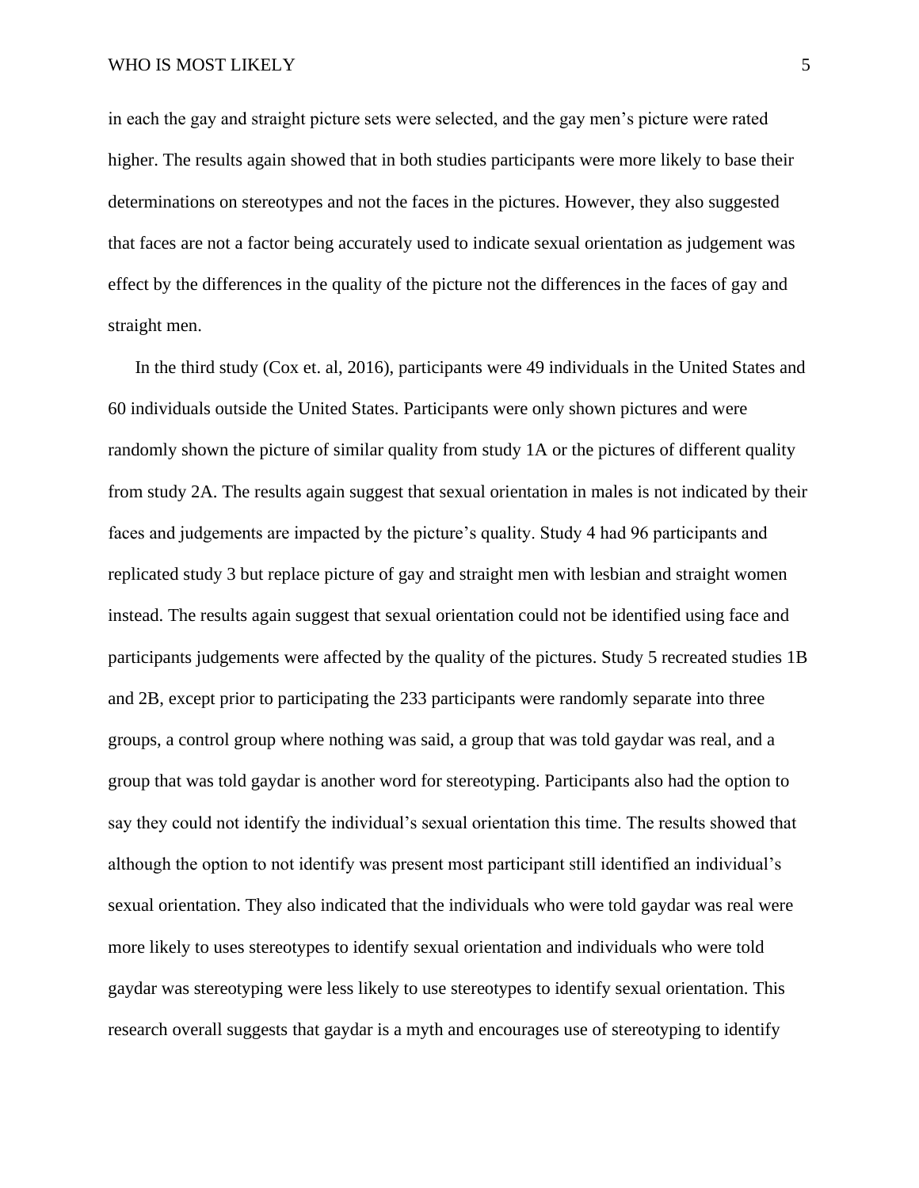in each the gay and straight picture sets were selected, and the gay men's picture were rated higher. The results again showed that in both studies participants were more likely to base their determinations on stereotypes and not the faces in the pictures. However, they also suggested that faces are not a factor being accurately used to indicate sexual orientation as judgement was effect by the differences in the quality of the picture not the differences in the faces of gay and straight men.

In the third study (Cox et. al, 2016), participants were 49 individuals in the United States and 60 individuals outside the United States. Participants were only shown pictures and were randomly shown the picture of similar quality from study 1A or the pictures of different quality from study 2A. The results again suggest that sexual orientation in males is not indicated by their faces and judgements are impacted by the picture's quality. Study 4 had 96 participants and replicated study 3 but replace picture of gay and straight men with lesbian and straight women instead. The results again suggest that sexual orientation could not be identified using face and participants judgements were affected by the quality of the pictures. Study 5 recreated studies 1B and 2B, except prior to participating the 233 participants were randomly separate into three groups, a control group where nothing was said, a group that was told gaydar was real, and a group that was told gaydar is another word for stereotyping. Participants also had the option to say they could not identify the individual's sexual orientation this time. The results showed that although the option to not identify was present most participant still identified an individual's sexual orientation. They also indicated that the individuals who were told gaydar was real were more likely to uses stereotypes to identify sexual orientation and individuals who were told gaydar was stereotyping were less likely to use stereotypes to identify sexual orientation. This research overall suggests that gaydar is a myth and encourages use of stereotyping to identify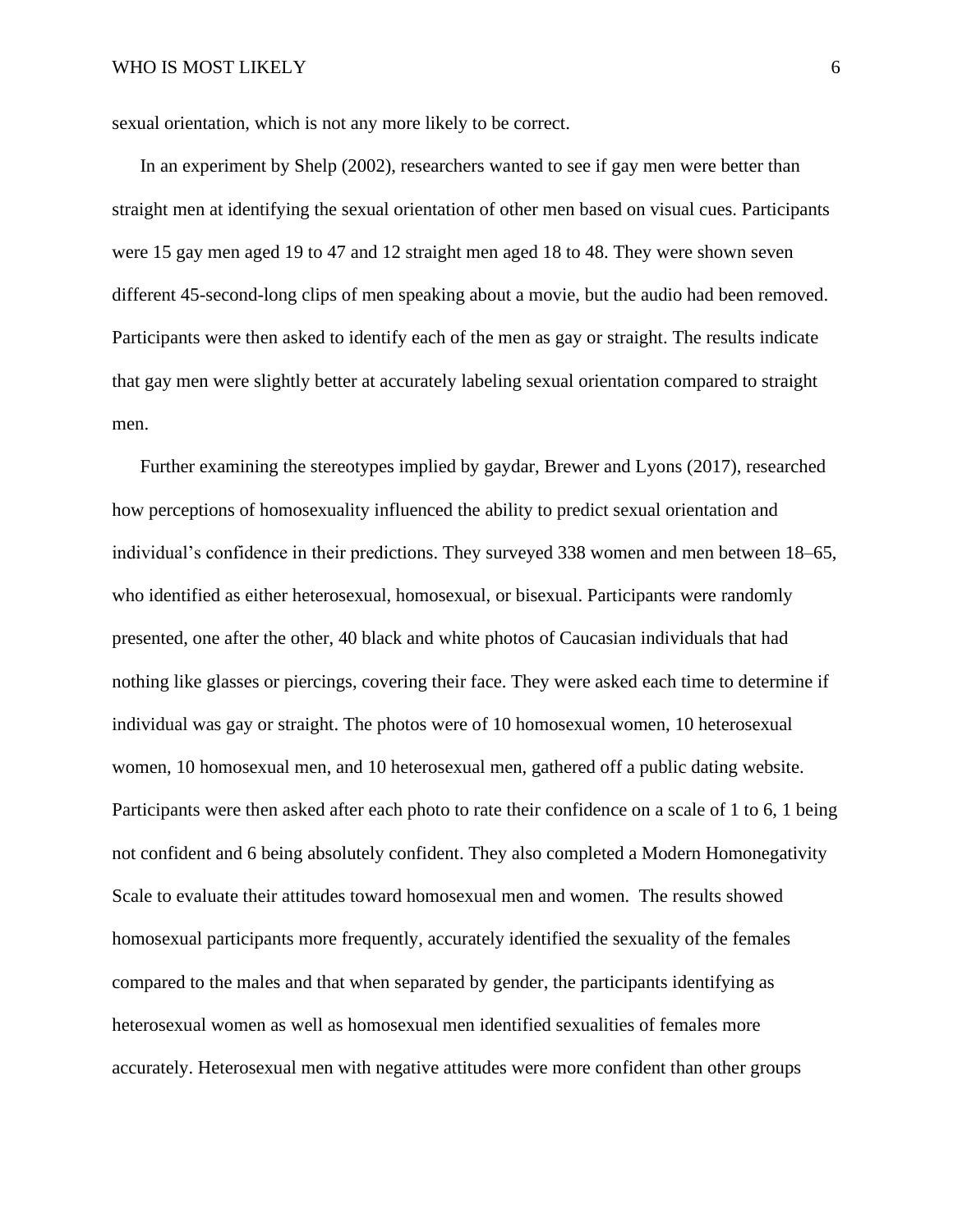sexual orientation, which is not any more likely to be correct.

In an experiment by Shelp (2002), researchers wanted to see if gay men were better than straight men at identifying the sexual orientation of other men based on visual cues. Participants were 15 gay men aged 19 to 47 and 12 straight men aged 18 to 48. They were shown seven different 45-second-long clips of men speaking about a movie, but the audio had been removed. Participants were then asked to identify each of the men as gay or straight. The results indicate that gay men were slightly better at accurately labeling sexual orientation compared to straight men.

Further examining the stereotypes implied by gaydar, Brewer and Lyons (2017), researched how perceptions of homosexuality influenced the ability to predict sexual orientation and individual's confidence in their predictions. They surveyed 338 women and men between 18–65, who identified as either heterosexual, homosexual, or bisexual. Participants were randomly presented, one after the other, 40 black and white photos of Caucasian individuals that had nothing like glasses or piercings, covering their face. They were asked each time to determine if individual was gay or straight. The photos were of 10 homosexual women, 10 heterosexual women, 10 homosexual men, and 10 heterosexual men, gathered off a public dating website. Participants were then asked after each photo to rate their confidence on a scale of 1 to 6, 1 being not confident and 6 being absolutely confident. They also completed a Modern Homonegativity Scale to evaluate their attitudes toward homosexual men and women. The results showed homosexual participants more frequently, accurately identified the sexuality of the females compared to the males and that when separated by gender, the participants identifying as heterosexual women as well as homosexual men identified sexualities of females more accurately. Heterosexual men with negative attitudes were more confident than other groups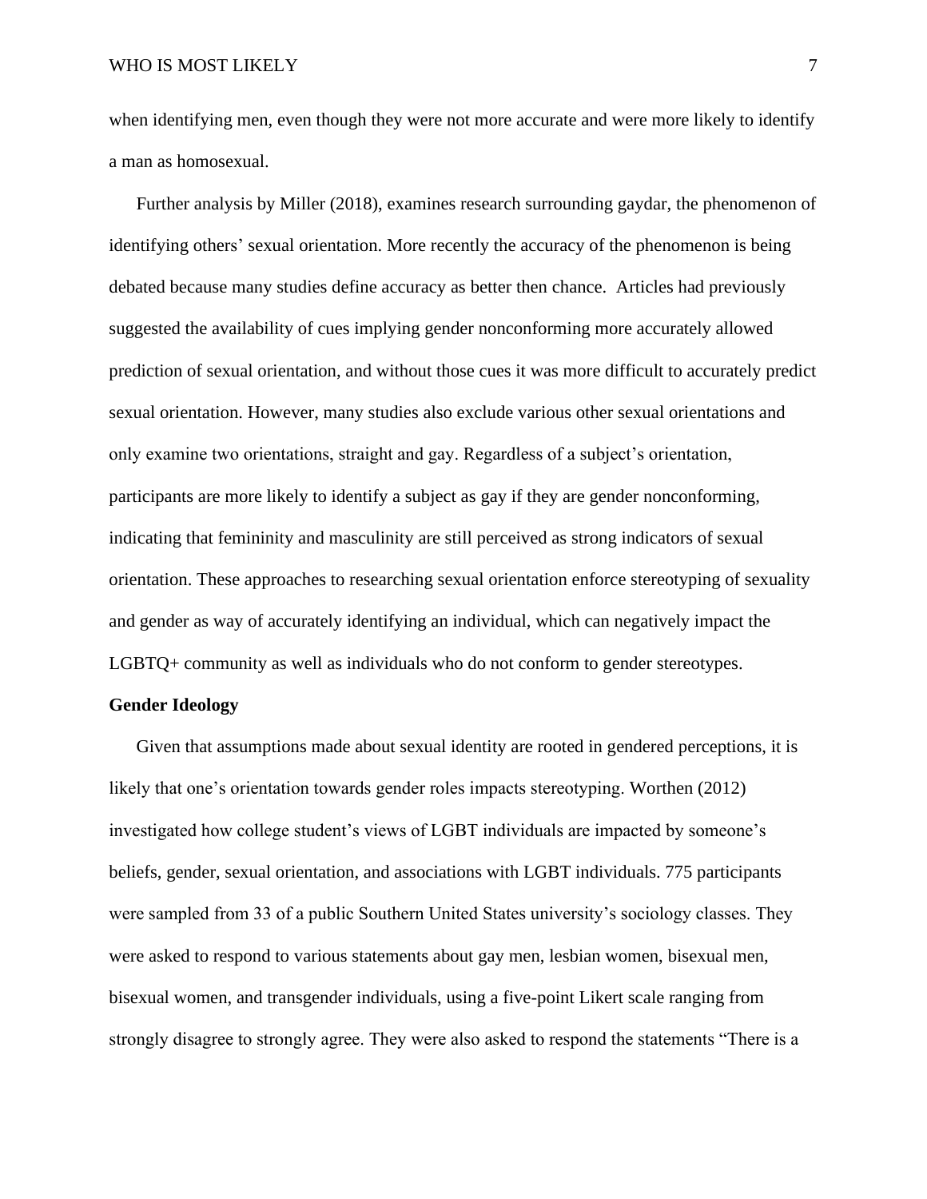when identifying men, even though they were not more accurate and were more likely to identify a man as homosexual.

Further analysis by Miller (2018), examines research surrounding gaydar, the phenomenon of identifying others' sexual orientation. More recently the accuracy of the phenomenon is being debated because many studies define accuracy as better then chance. Articles had previously suggested the availability of cues implying gender nonconforming more accurately allowed prediction of sexual orientation, and without those cues it was more difficult to accurately predict sexual orientation. However, many studies also exclude various other sexual orientations and only examine two orientations, straight and gay. Regardless of a subject's orientation, participants are more likely to identify a subject as gay if they are gender nonconforming, indicating that femininity and masculinity are still perceived as strong indicators of sexual orientation. These approaches to researching sexual orientation enforce stereotyping of sexuality and gender as way of accurately identifying an individual, which can negatively impact the LGBTQ+ community as well as individuals who do not conform to gender stereotypes.

**Gender Ideology**

Given that assumptions made about sexual identity are rooted in gendered perceptions, it is likely that one's orientation towards gender roles impacts stereotyping. Worthen (2012) investigated how college student's views of LGBT individuals are impacted by someone's beliefs, gender, sexual orientation, and associations with LGBT individuals. 775 participants were sampled from 33 of a public Southern United States university's sociology classes. They were asked to respond to various statements about gay men, lesbian women, bisexual men, bisexual women, and transgender individuals, using a five-point Likert scale ranging from strongly disagree to strongly agree. They were also asked to respond the statements "There is a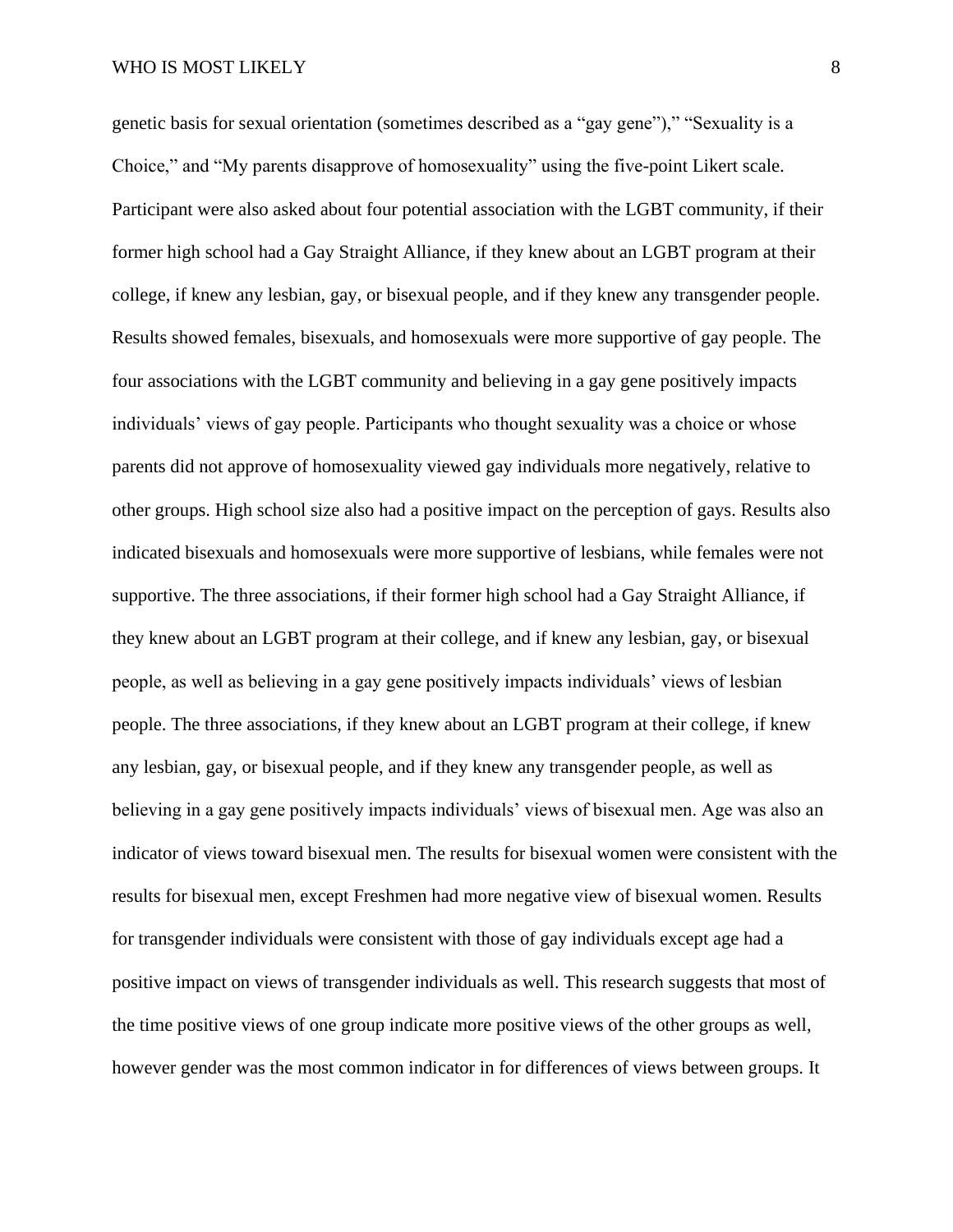genetic basis for sexual orientation (sometimes described as a "gay gene")," "Sexuality is a Choice," and "My parents disapprove of homosexuality" using the five-point Likert scale. Participant were also asked about four potential association with the LGBT community, if their former high school had a Gay Straight Alliance, if they knew about an LGBT program at their college, if knew any lesbian, gay, or bisexual people, and if they knew any transgender people. Results showed females, bisexuals, and homosexuals were more supportive of gay people. The four associations with the LGBT community and believing in a gay gene positively impacts individuals' views of gay people. Participants who thought sexuality was a choice or whose parents did not approve of homosexuality viewed gay individuals more negatively, relative to other groups. High school size also had a positive impact on the perception of gays. Results also indicated bisexuals and homosexuals were more supportive of lesbians, while females were not supportive. The three associations, if their former high school had a Gay Straight Alliance, if they knew about an LGBT program at their college, and if knew any lesbian, gay, or bisexual people, as well as believing in a gay gene positively impacts individuals' views of lesbian people. The three associations, if they knew about an LGBT program at their college, if knew any lesbian, gay, or bisexual people, and if they knew any transgender people, as well as believing in a gay gene positively impacts individuals' views of bisexual men. Age was also an indicator of views toward bisexual men. The results for bisexual women were consistent with the results for bisexual men, except Freshmen had more negative view of bisexual women. Results for transgender individuals were consistent with those of gay individuals except age had a positive impact on views of transgender individuals as well. This research suggests that most of the time positive views of one group indicate more positive views of the other groups as well, however gender was the most common indicator in for differences of views between groups. It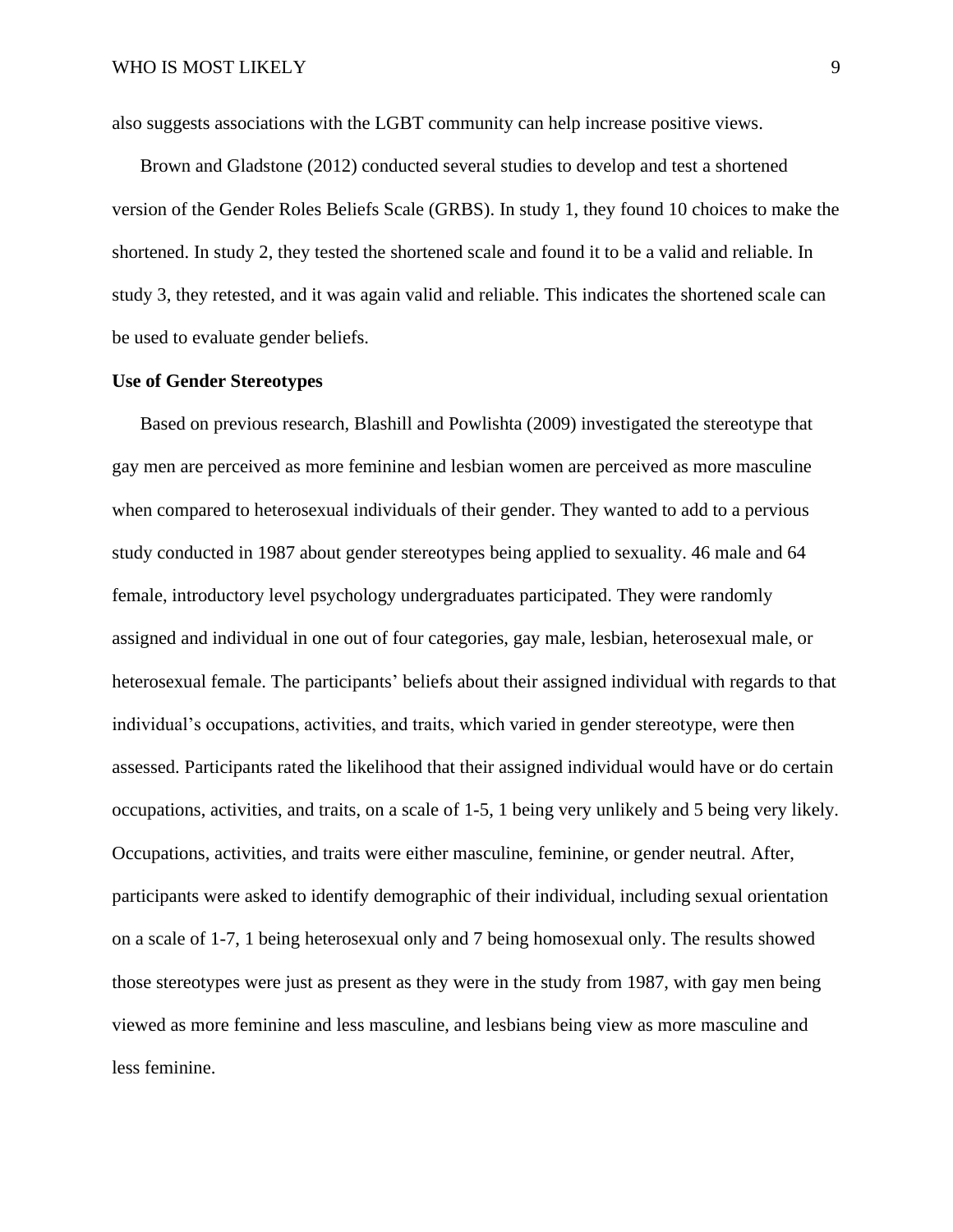also suggests associations with the LGBT community can help increase positive views.

Brown and Gladstone (2012) conducted several studies to develop and test a shortened version of the Gender Roles Beliefs Scale (GRBS). In study 1, they found 10 choices to make the shortened. In study 2, they tested the shortened scale and found it to be a valid and reliable. In study 3, they retested, and it was again valid and reliable. This indicates the shortened scale can be used to evaluate gender beliefs.

**Use of Gender Stereotypes**

Based on previous research, Blashill and Powlishta (2009) investigated the stereotype that gay men are perceived as more feminine and lesbian women are perceived as more masculine when compared to heterosexual individuals of their gender. They wanted to add to a pervious study conducted in 1987 about gender stereotypes being applied to sexuality. 46 male and 64 female, introductory level psychology undergraduates participated. They were randomly assigned and individual in one out of four categories, gay male, lesbian, heterosexual male, or heterosexual female. The participants' beliefs about their assigned individual with regards to that individual's occupations, activities, and traits, which varied in gender stereotype, were then assessed. Participants rated the likelihood that their assigned individual would have or do certain occupations, activities, and traits, on a scale of 1-5, 1 being very unlikely and 5 being very likely. Occupations, activities, and traits were either masculine, feminine, or gender neutral. After, participants were asked to identify demographic of their individual, including sexual orientation on a scale of 1-7, 1 being heterosexual only and 7 being homosexual only. The results showed those stereotypes were just as present as they were in the study from 1987, with gay men being viewed as more feminine and less masculine, and lesbians being view as more masculine and less feminine.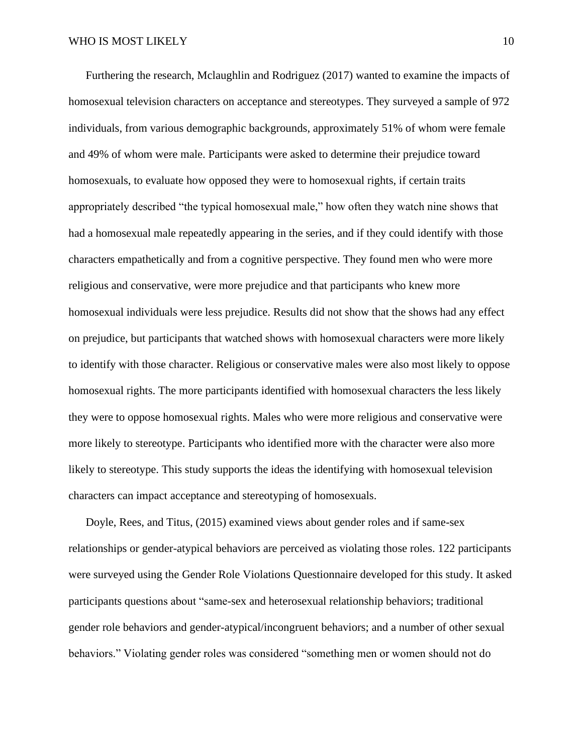Furthering the research, Mclaughlin and Rodriguez (2017) wanted to examine the impacts of homosexual television characters on acceptance and stereotypes. They surveyed a sample of 972 individuals, from various demographic backgrounds, approximately 51% of whom were female and 49% of whom were male. Participants were asked to determine their prejudice toward homosexuals, to evaluate how opposed they were to homosexual rights, if certain traits appropriately described "the typical homosexual male," how often they watch nine shows that had a homosexual male repeatedly appearing in the series, and if they could identify with those characters empathetically and from a cognitive perspective. They found men who were more religious and conservative, were more prejudice and that participants who knew more homosexual individuals were less prejudice. Results did not show that the shows had any effect on prejudice, but participants that watched shows with homosexual characters were more likely to identify with those character. Religious or conservative males were also most likely to oppose homosexual rights. The more participants identified with homosexual characters the less likely they were to oppose homosexual rights. Males who were more religious and conservative were more likely to stereotype. Participants who identified more with the character were also more likely to stereotype. This study supports the ideas the identifying with homosexual television characters can impact acceptance and stereotyping of homosexuals.

Doyle, Rees, and Titus, (2015) examined views about gender roles and if same-sex relationships or gender-atypical behaviors are perceived as violating those roles. 122 participants were surveyed using the Gender Role Violations Questionnaire developed for this study. It asked participants questions about "same-sex and heterosexual relationship behaviors; traditional gender role behaviors and gender-atypical/incongruent behaviors; and a number of other sexual behaviors." Violating gender roles was considered "something men or women should not do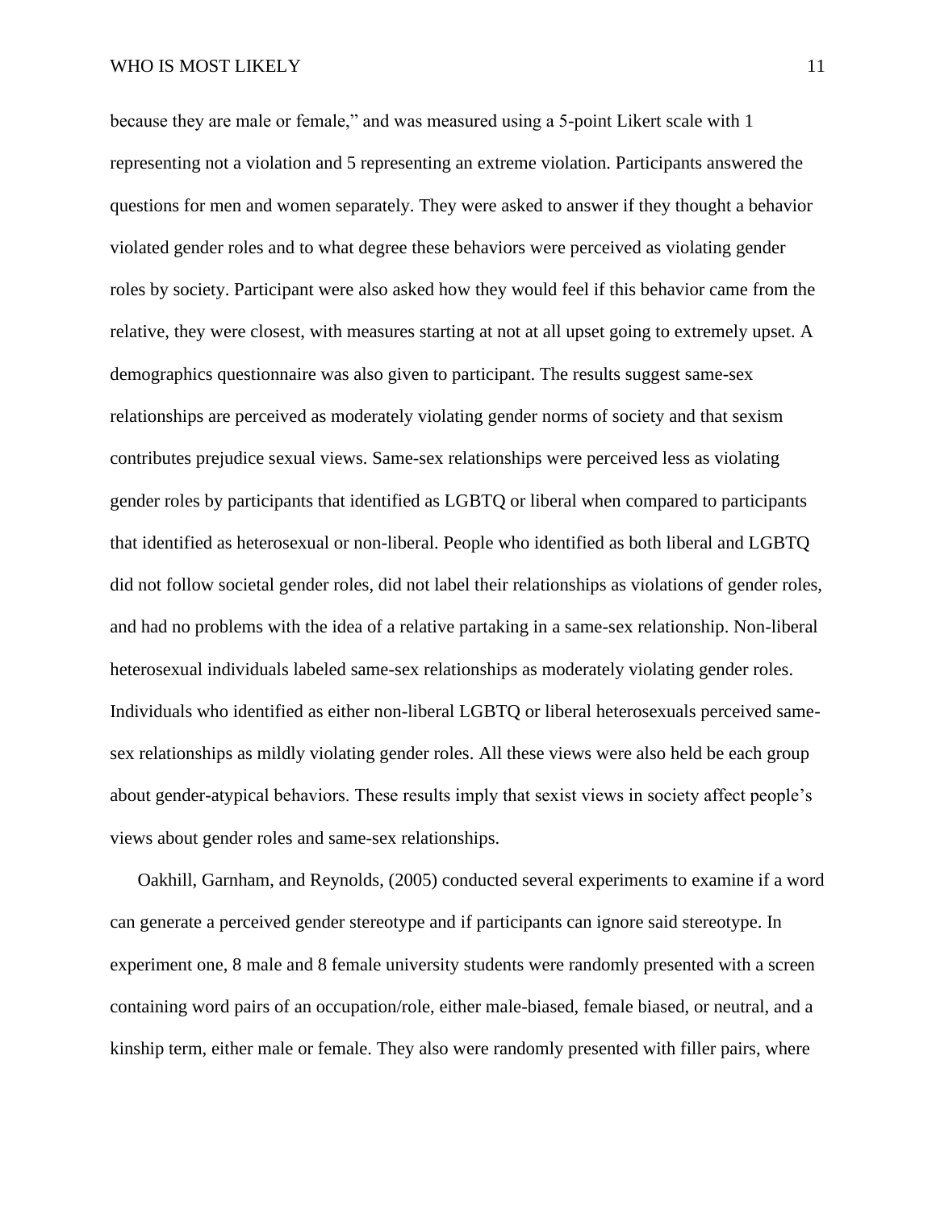because they are male or female," and was measured using a 5-point Likert scale with 1 representing not a violation and 5 representing an extreme violation. Participants answered the questions for men and women separately. They were asked to answer if they thought a behavior violated gender roles and to what degree these behaviors were perceived as violating gender roles by society. Participant were also asked how they would feel if this behavior came from the relative, they were closest, with measures starting at not at all upset going to extremely upset. A demographics questionnaire was also given to participant. The results suggest same-sex relationships are perceived as moderately violating gender norms of society and that sexism contributes prejudice sexual views. Same-sex relationships were perceived less as violating gender roles by participants that identified as LGBTQ or liberal when compared to participants that identified as heterosexual or non-liberal. People who identified as both liberal and LGBTQ did not follow societal gender roles, did not label their relationships as violations of gender roles, and had no problems with the idea of a relative partaking in a same-sex relationship. Non-liberal heterosexual individuals labeled same-sex relationships as moderately violating gender roles. Individuals who identified as either non-liberal LGBTQ or liberal heterosexuals perceived same-sex relationships as mildly violating gender roles. All these views were also held be each group about gender-atypical behaviors. These results imply that sexist views in society affect people's views about gender roles and same-sex relationships.

Oakhill, Garnham, and Reynolds, (2005) conducted several experiments to examine if a word can generate a perceived gender stereotype and if participants can ignore said stereotype. In experiment one, 8 male and 8 female university students were randomly presented with a screen containing word pairs of an occupation/role, either male-biased, female biased, or neutral, and a kinship term, either male or female. They also were randomly presented with filler pairs, where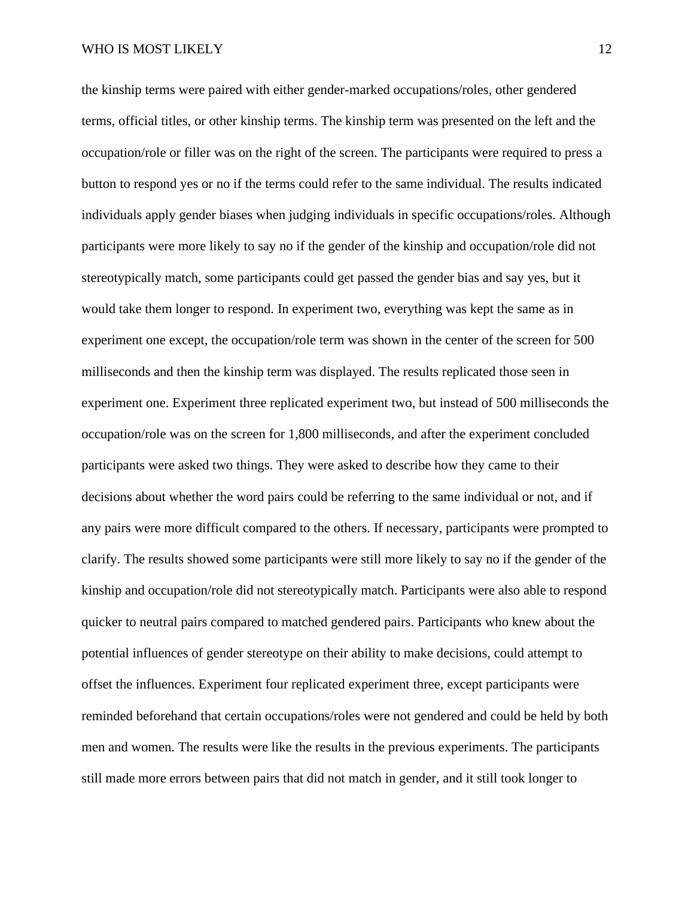the kinship terms were paired with either gender-marked occupations/roles, other gendered terms, official titles, or other kinship terms. The kinship term was presented on the left and the occupation/role or filler was on the right of the screen. The participants were required to press a button to respond yes or no if the terms could refer to the same individual. The results indicated individuals apply gender biases when judging individuals in specific occupations/roles. Although participants were more likely to say no if the gender of the kinship and occupation/role did not stereotypically match, some participants could get passed the gender bias and say yes, but it would take them longer to respond. In experiment two, everything was kept the same as in experiment one except, the occupation/role term was shown in the center of the screen for 500 milliseconds and then the kinship term was displayed. The results replicated those seen in experiment one. Experiment three replicated experiment two, but instead of 500 milliseconds the occupation/role was on the screen for 1,800 milliseconds, and after the experiment concluded participants were asked two things. They were asked to describe how they came to their decisions about whether the word pairs could be referring to the same individual or not, and if any pairs were more difficult compared to the others. If necessary, participants were prompted to clarify. The results showed some participants were still more likely to say no if the gender of the kinship and occupation/role did not stereotypically match. Participants were also able to respond quicker to neutral pairs compared to matched gendered pairs. Participants who knew about the potential influences of gender stereotype on their ability to make decisions, could attempt to offset the influences. Experiment four replicated experiment three, except participants were reminded beforehand that certain occupations/roles were not gendered and could be held by both men and women. The results were like the results in the previous experiments. The participants still made more errors between pairs that did not match in gender, and it still took longer to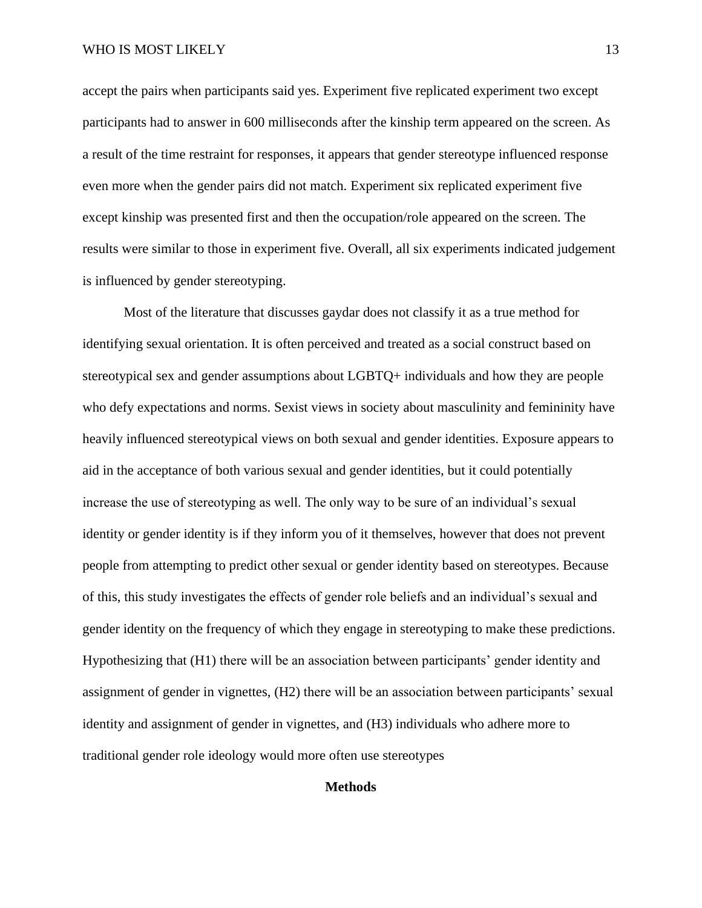accept the pairs when participants said yes. Experiment five replicated experiment two except participants had to answer in 600 milliseconds after the kinship term appeared on the screen. As a result of the time restraint for responses, it appears that gender stereotype influenced response even more when the gender pairs did not match. Experiment six replicated experiment five except kinship was presented first and then the occupation/role appeared on the screen. The results were similar to those in experiment five. Overall, all six experiments indicated judgement is influenced by gender stereotyping.

Most of the literature that discusses gaydar does not classify it as a true method for identifying sexual orientation. It is often perceived and treated as a social construct based on stereotypical sex and gender assumptions about LGBTQ+ individuals and how they are people who defy expectations and norms. Sexist views in society about masculinity and femininity have heavily influenced stereotypical views on both sexual and gender identities. Exposure appears to aid in the acceptance of both various sexual and gender identities, but it could potentially increase the use of stereotyping as well. The only way to be sure of an individual's sexual identity or gender identity is if they inform you of it themselves, however that does not prevent people from attempting to predict other sexual or gender identity based on stereotypes. Because of this, this study investigates the effects of gender role beliefs and an individual's sexual and gender identity on the frequency of which they engage in stereotyping to make these predictions. Hypothesizing that (H1) there will be an association between participants' gender identity and assignment of gender in vignettes, (H2) there will be an association between participants' sexual identity and assignment of gender in vignettes, and (H3) individuals who adhere more to traditional gender role ideology would more often use stereotypes

## Methods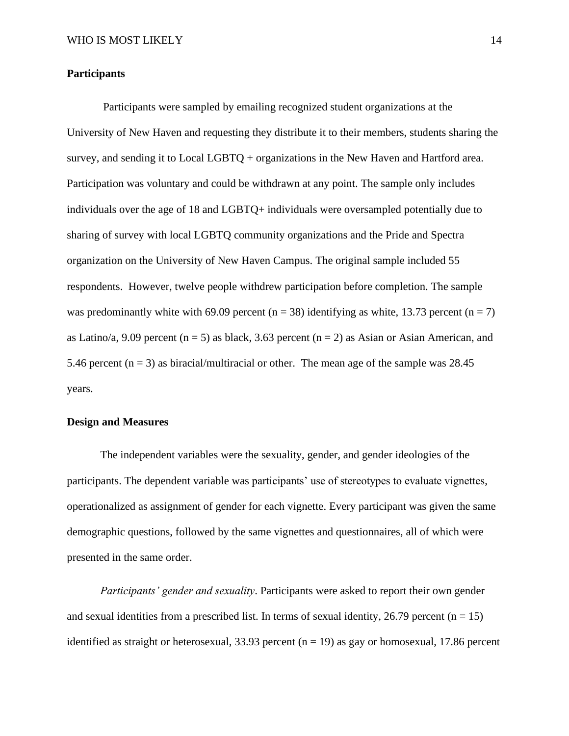**Participants**

Participants were sampled by emailing recognized student organizations at the University of New Haven and requesting they distribute it to their members, students sharing the survey, and sending it to Local LGBTQ + organizations in the New Haven and Hartford area. Participation was voluntary and could be withdrawn at any point. The sample only includes individuals over the age of 18 and LGBTQ+ individuals were oversampled potentially due to sharing of survey with local LGBTQ community organizations and the Pride and Spectra organization on the University of New Haven Campus. The original sample included 55 respondents. However, twelve people withdrew participation before completion. The sample was predominantly white with 69.09 percent ($n = 38$) identifying as white, 13.73 percent ($n = 7$) as Latino/a, 9.09 percent ($n = 5$) as black, 3.63 percent ($n = 2$) as Asian or Asian American, and 5.46 percent ($n = 3$) as biracial/multiracial or other. The mean age of the sample was 28.45 years.

**Design and Measures**

The independent variables were the sexuality, gender, and gender ideologies of the participants. The dependent variable was participants' use of stereotypes to evaluate vignettes, operationalized as assignment of gender for each vignette. Every participant was given the same demographic questions, followed by the same vignettes and questionnaires, all of which were presented in the same order.

*Participants' gender and sexuality*. Participants were asked to report their own gender and sexual identities from a prescribed list. In terms of sexual identity, 26.79 percent ($n = 15$) identified as straight or heterosexual, 33.93 percent ($n = 19$) as gay or homosexual, 17.86 percent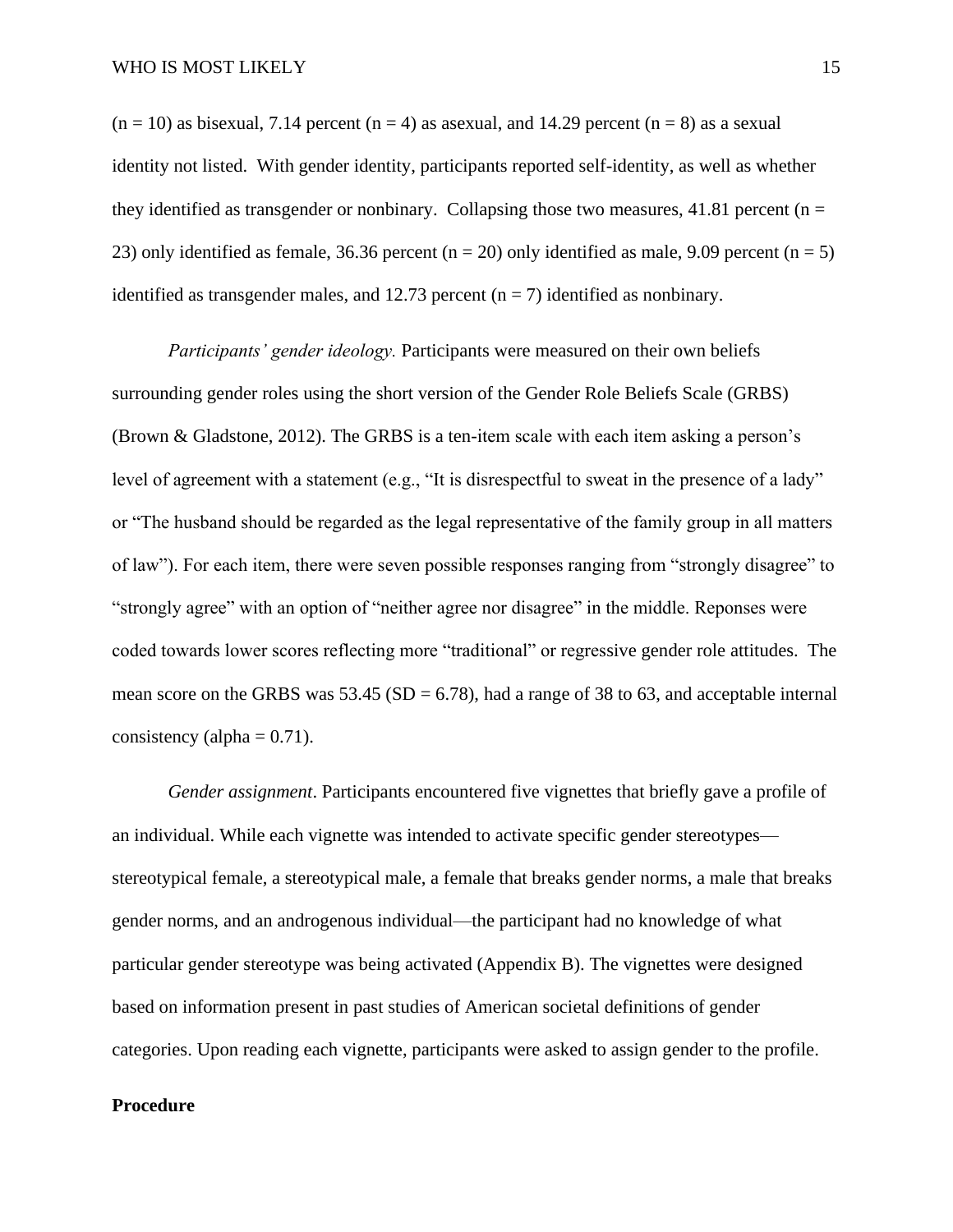(n = 10) as bisexual, 7.14 percent (n = 4) as asexual, and 14.29 percent (n = 8) as a sexual identity not listed. With gender identity, participants reported self-identity, as well as whether they identified as transgender or nonbinary. Collapsing those two measures, 41.81 percent (n = 23) only identified as female, 36.36 percent (n = 20) only identified as male, 9.09 percent (n = 5) identified as transgender males, and 12.73 percent (n = 7) identified as nonbinary.

*Participants' gender ideology.* Participants were measured on their own beliefs surrounding gender roles using the short version of the Gender Role Beliefs Scale (GRBS) (Brown & Gladstone, 2012). The GRBS is a ten-item scale with each item asking a person's level of agreement with a statement (e.g., "It is disrespectful to sweat in the presence of a lady" or "The husband should be regarded as the legal representative of the family group in all matters of law"). For each item, there were seven possible responses ranging from "strongly disagree" to "strongly agree" with an option of "neither agree nor disagree" in the middle. Reponses were coded towards lower scores reflecting more "traditional" or regressive gender role attitudes. The mean score on the GRBS was 53.45 (SD = 6.78), had a range of 38 to 63, and acceptable internal consistency (alpha = 0.71).

*Gender assignment*. Participants encountered five vignettes that briefly gave a profile of an individual. While each vignette was intended to activate specific gender stereotypes—stereotypical female, a stereotypical male, a female that breaks gender norms, a male that breaks gender norms, and an androgenous individual—the participant had no knowledge of what particular gender stereotype was being activated (Appendix B). The vignettes were designed based on information present in past studies of American societal definitions of gender categories. Upon reading each vignette, participants were asked to assign gender to the profile.

## Procedure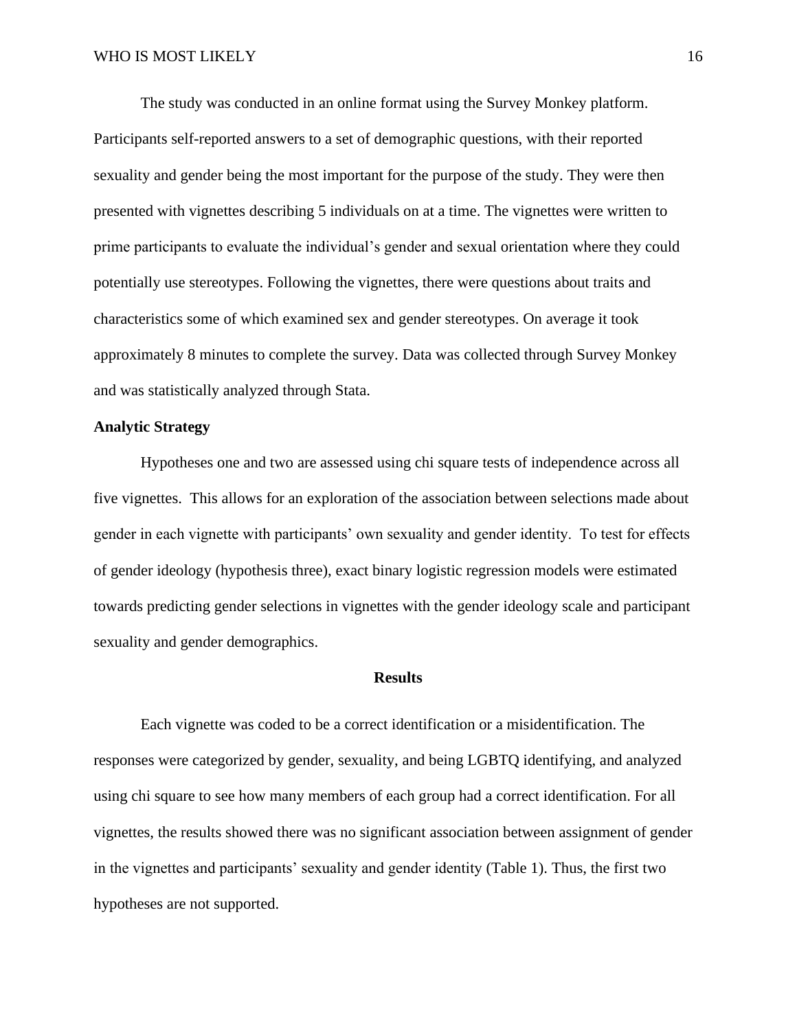The study was conducted in an online format using the Survey Monkey platform. Participants self-reported answers to a set of demographic questions, with their reported sexuality and gender being the most important for the purpose of the study. They were then presented with vignettes describing 5 individuals on at a time. The vignettes were written to prime participants to evaluate the individual's gender and sexual orientation where they could potentially use stereotypes. Following the vignettes, there were questions about traits and characteristics some of which examined sex and gender stereotypes. On average it took approximately 8 minutes to complete the survey. Data was collected through Survey Monkey and was statistically analyzed through Stata.

**Analytic Strategy**

Hypotheses one and two are assessed using chi square tests of independence across all five vignettes. This allows for an exploration of the association between selections made about gender in each vignette with participants' own sexuality and gender identity. To test for effects of gender ideology (hypothesis three), exact binary logistic regression models were estimated towards predicting gender selections in vignettes with the gender ideology scale and participant sexuality and gender demographics.

## Results

Each vignette was coded to be a correct identification or a misidentification. The responses were categorized by gender, sexuality, and being LGBTQ identifying, and analyzed using chi square to see how many members of each group had a correct identification. For all vignettes, the results showed there was no significant association between assignment of gender in the vignettes and participants' sexuality and gender identity (Table 1). Thus, the first two hypotheses are not supported.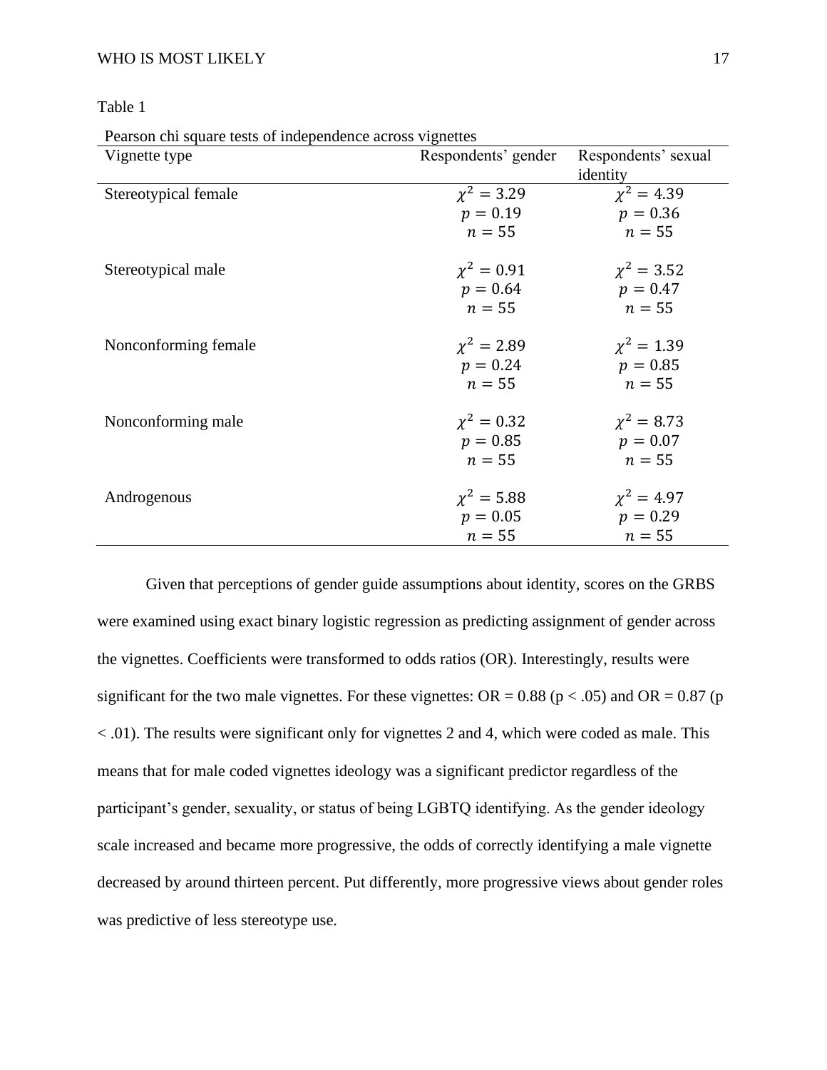Table 1

Pearson chi square tests of independence across vignettes

| Vignette type | Respondents' gender | Respondents' sexual identity |
|---|---|---|
| Stereotypical female | $\chi^2 = 3.29$ $p = 0.19$ $n = 55$ | $\chi^2 = 4.39$ $p = 0.36$ $n = 55$ |
| Stereotypical male | $\chi^2 = 0.91$ $p = 0.64$ $n = 55$ | $\chi^2 = 3.52$ $p = 0.47$ $n = 55$ |
| Nonconforming female | $\chi^2 = 2.89$ $p = 0.24$ $n = 55$ | $\chi^2 = 1.39$ $p = 0.85$ $n = 55$ |
| Nonconforming male | $\chi^2 = 0.32$ $p = 0.85$ $n = 55$ | $\chi^2 = 8.73$ $p = 0.07$ $n = 55$ |
| Androgenous | $\chi^2 = 5.88$ $p = 0.05$ $n = 55$ | $\chi^2 = 4.97$ $p = 0.29$ $n = 55$ |

Given that perceptions of gender guide assumptions about identity, scores on the GRBS were examined using exact binary logistic regression as predicting assignment of gender across the vignettes. Coefficients were transformed to odds ratios (OR). Interestingly, results were significant for the two male vignettes. For these vignettes: OR = 0.88 ($p < .05$) and OR = 0.87 ($p < .01$). The results were significant only for vignettes 2 and 4, which were coded as male. This means that for male coded vignettes ideology was a significant predictor regardless of the participant's gender, sexuality, or status of being LGBTQ identifying. As the gender ideology scale increased and became more progressive, the odds of correctly identifying a male vignette decreased by around thirteen percent. Put differently, more progressive views about gender roles was predictive of less stereotype use.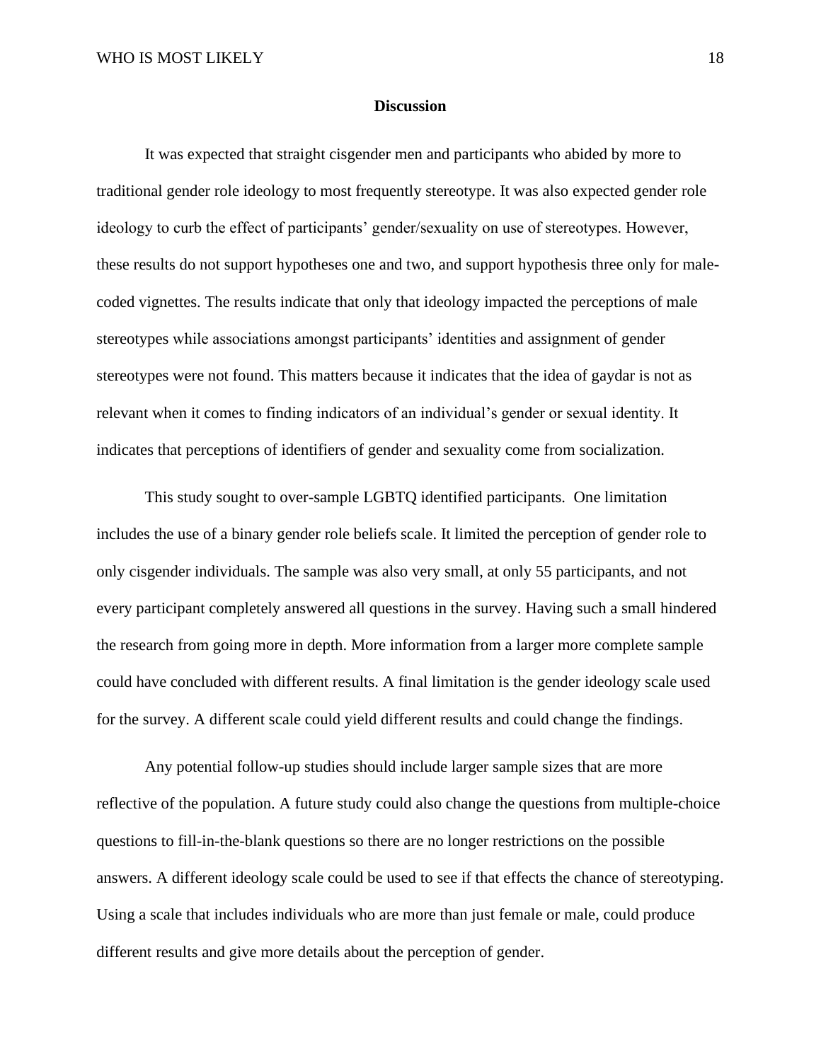## Discussion

It was expected that straight cisgender men and participants who abided by more to traditional gender role ideology to most frequently stereotype. It was also expected gender role ideology to curb the effect of participants' gender/sexuality on use of stereotypes. However, these results do not support hypotheses one and two, and support hypothesis three only for male-coded vignettes. The results indicate that only that ideology impacted the perceptions of male stereotypes while associations amongst participants' identities and assignment of gender stereotypes were not found. This matters because it indicates that the idea of gaydar is not as relevant when it comes to finding indicators of an individual's gender or sexual identity. It indicates that perceptions of identifiers of gender and sexuality come from socialization.

This study sought to over-sample LGBTQ identified participants. One limitation includes the use of a binary gender role beliefs scale. It limited the perception of gender role to only cisgender individuals. The sample was also very small, at only 55 participants, and not every participant completely answered all questions in the survey. Having such a small hindered the research from going more in depth. More information from a larger more complete sample could have concluded with different results. A final limitation is the gender ideology scale used for the survey. A different scale could yield different results and could change the findings.

Any potential follow-up studies should include larger sample sizes that are more reflective of the population. A future study could also change the questions from multiple-choice questions to fill-in-the-blank questions so there are no longer restrictions on the possible answers. A different ideology scale could be used to see if that effects the chance of stereotyping. Using a scale that includes individuals who are more than just female or male, could produce different results and give more details about the perception of gender.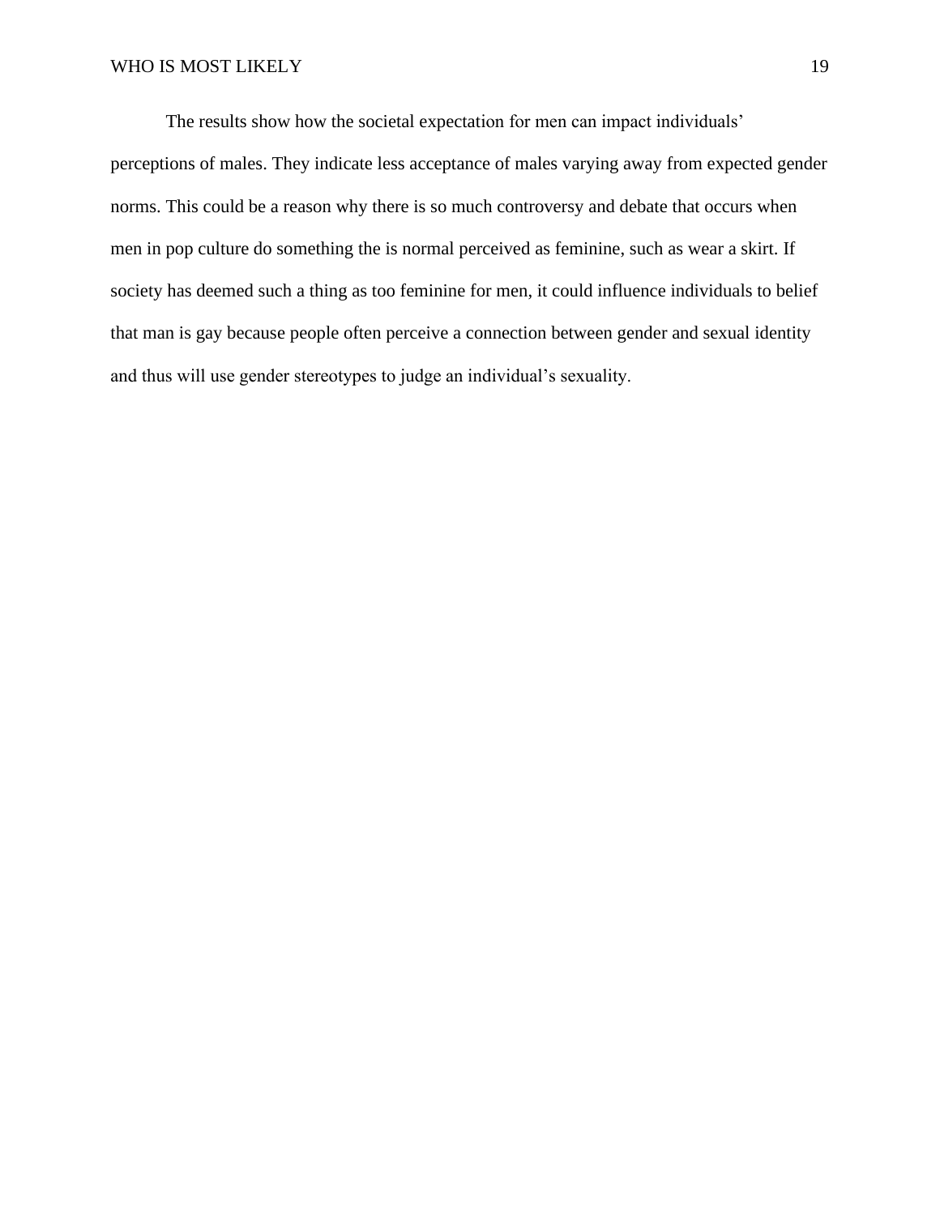The results show how the societal expectation for men can impact individuals' perceptions of males. They indicate less acceptance of males varying away from expected gender norms. This could be a reason why there is so much controversy and debate that occurs when men in pop culture do something the is normal perceived as feminine, such as wear a skirt. If society has deemed such a thing as too feminine for men, it could influence individuals to belief that man is gay because people often perceive a connection between gender and sexual identity and thus will use gender stereotypes to judge an individual's sexuality.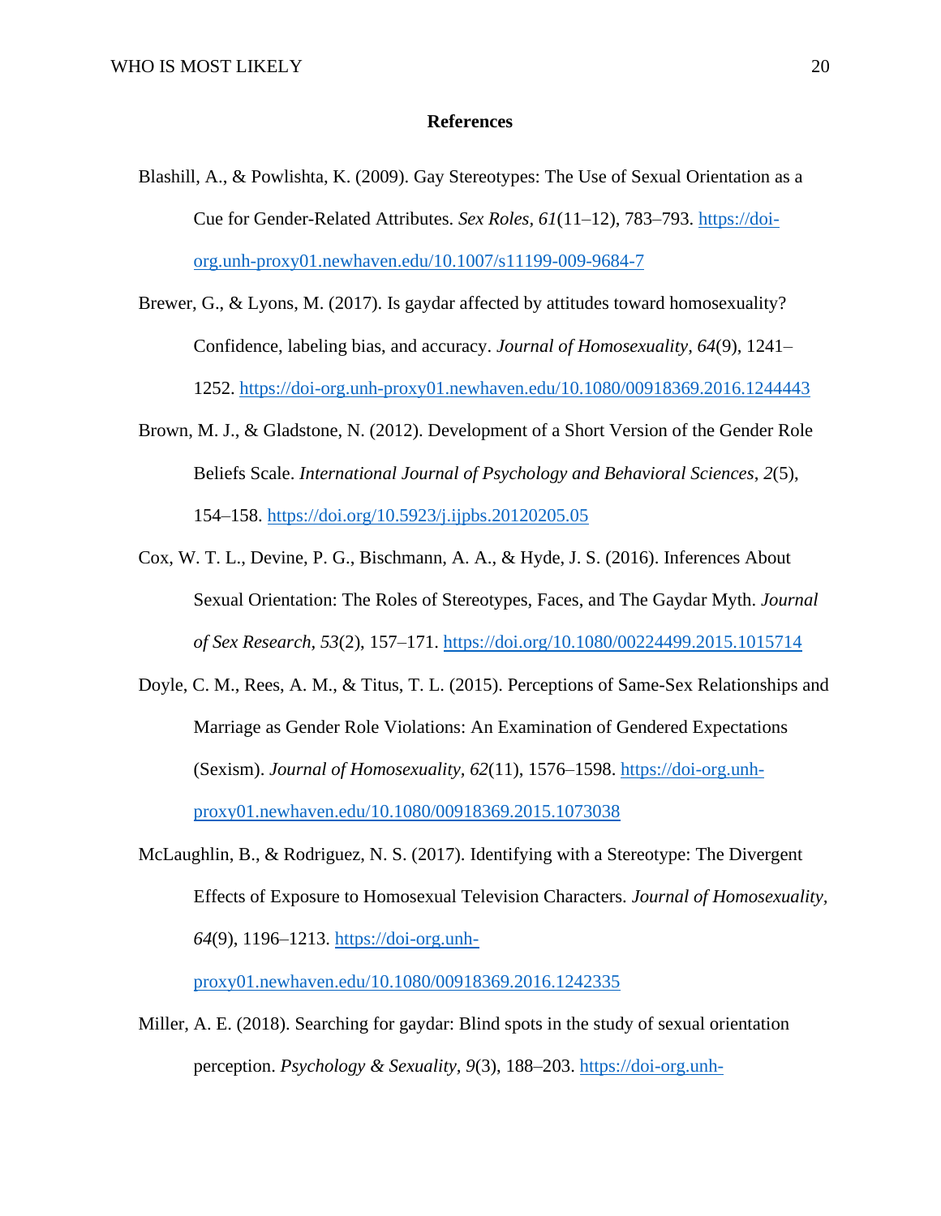# References

Blashill, A., & Powlishta, K. (2009). Gay Stereotypes: The Use of Sexual Orientation as a Cue for Gender-Related Attributes. *Sex Roles, 61*(11–12), 783–793. https://doi-org.unh-proxy01.newhaven.edu/10.1007/s11199-009-9684-7

Brewer, G., & Lyons, M. (2017). Is gaydar affected by attitudes toward homosexuality? Confidence, labeling bias, and accuracy. *Journal of Homosexuality, 64*(9), 1241–1252. https://doi-org.unh-proxy01.newhaven.edu/10.1080/00918369.2016.1244443

Brown, M. J., & Gladstone, N. (2012). Development of a Short Version of the Gender Role Beliefs Scale. *International Journal of Psychology and Behavioral Sciences*, *2*(5), 154–158. https://doi.org/10.5923/j.ijpbs.20120205.05

Cox, W. T. L., Devine, P. G., Bischmann, A. A., & Hyde, J. S. (2016). Inferences About Sexual Orientation: The Roles of Stereotypes, Faces, and The Gaydar Myth. *Journal of Sex Research, 53*(2), 157–171. https://doi.org/10.1080/00224499.2015.1015714

Doyle, C. M., Rees, A. M., & Titus, T. L. (2015). Perceptions of Same-Sex Relationships and Marriage as Gender Role Violations: An Examination of Gendered Expectations (Sexism). *Journal of Homosexuality, 62*(11), 1576–1598. https://doi-org.unh-proxy01.newhaven.edu/10.1080/00918369.2015.1073038

McLaughlin, B., & Rodriguez, N. S. (2017). Identifying with a Stereotype: The Divergent Effects of Exposure to Homosexual Television Characters. *Journal of Homosexuality, 64*(9), 1196–1213. https://doi-org.unh-proxy01.newhaven.edu/10.1080/00918369.2016.1242335

Miller, A. E. (2018). Searching for gaydar: Blind spots in the study of sexual orientation perception. *Psychology & Sexuality, 9*(3), 188–203. https://doi-org.unh-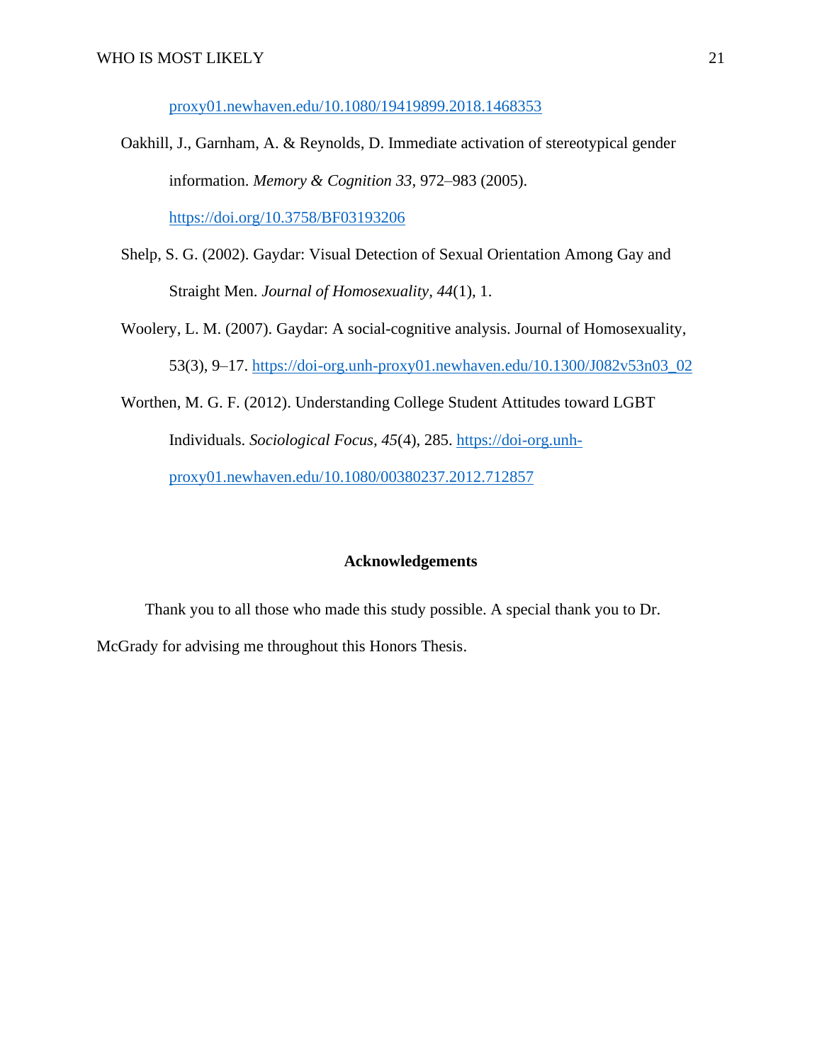proxy01.newhaven.edu/10.1080/19419899.2018.1468353

Oakhill, J., Garnham, A. & Reynolds, D. Immediate activation of stereotypical gender information. *Memory & Cognition 33*, 972–983 (2005). https://doi.org/10.3758/BF03193206

Shelp, S. G. (2002). Gaydar: Visual Detection of Sexual Orientation Among Gay and Straight Men. *Journal of Homosexuality*, *44*(1), 1.

Woolery, L. M. (2007). Gaydar: A social-cognitive analysis. Journal of Homosexuality, 53(3), 9–17. https://doi-org.unh-proxy01.newhaven.edu/10.1300/J082v53n03_02

Worthen, M. G. F. (2012). Understanding College Student Attitudes toward LGBT Individuals. *Sociological Focus*, *45*(4), 285. https://doi-org.unh-proxy01.newhaven.edu/10.1080/00380237.2012.712857

## Acknowledgements

Thank you to all those who made this study possible. A special thank you to Dr. McGrady for advising me throughout this Honors Thesis.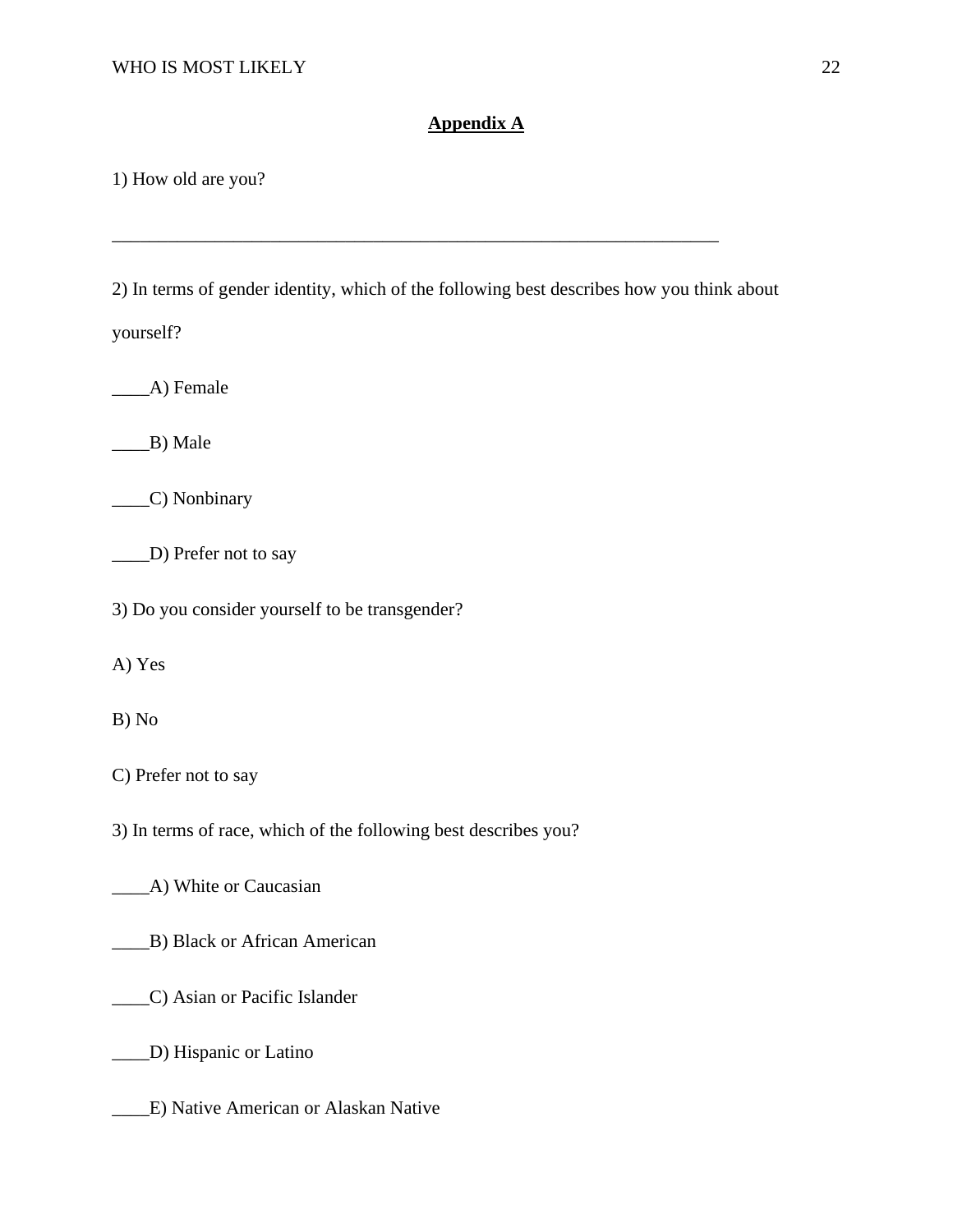## Appendix A

1) How old are you?

_____________________________________________________________________

2) In terms of gender identity, which of the following best describes how you think about yourself?

____A) Female

____B) Male

____C) Nonbinary

____D) Prefer not to say

3) Do you consider yourself to be transgender?

A) Yes

B) No

C) Prefer not to say

3) In terms of race, which of the following best describes you?

____A) White or Caucasian

____B) Black or African American

____C) Asian or Pacific Islander

____D) Hispanic or Latino

____E) Native American or Alaskan Native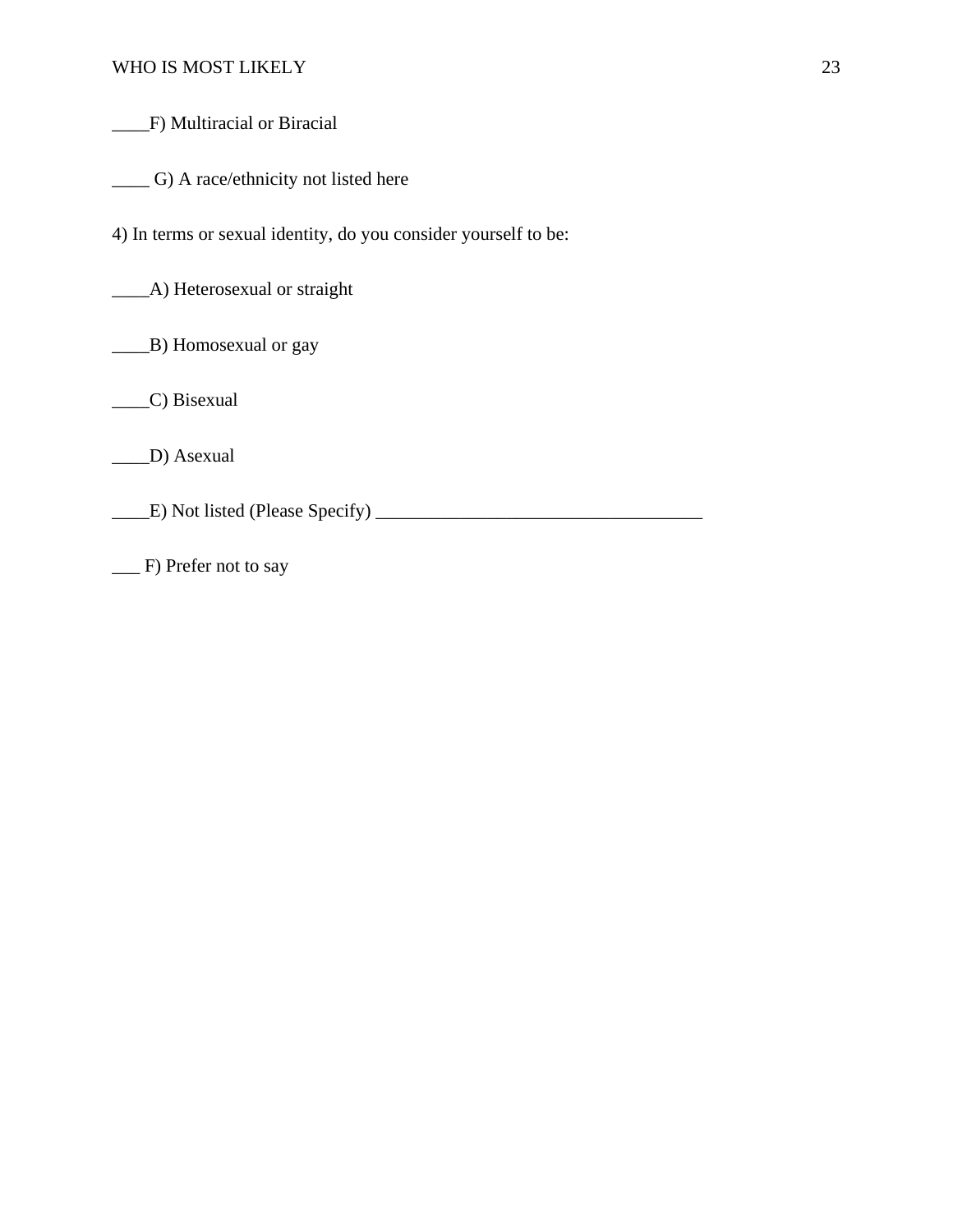____F) Multiracial or Biracial

____ G) A race/ethnicity not listed here

4) In terms or sexual identity, do you consider yourself to be:

____A) Heterosexual or straight

____B) Homosexual or gay

____C) Bisexual

____D) Asexual

____E) Not listed (Please Specify) ___________________________________

___ F) Prefer not to say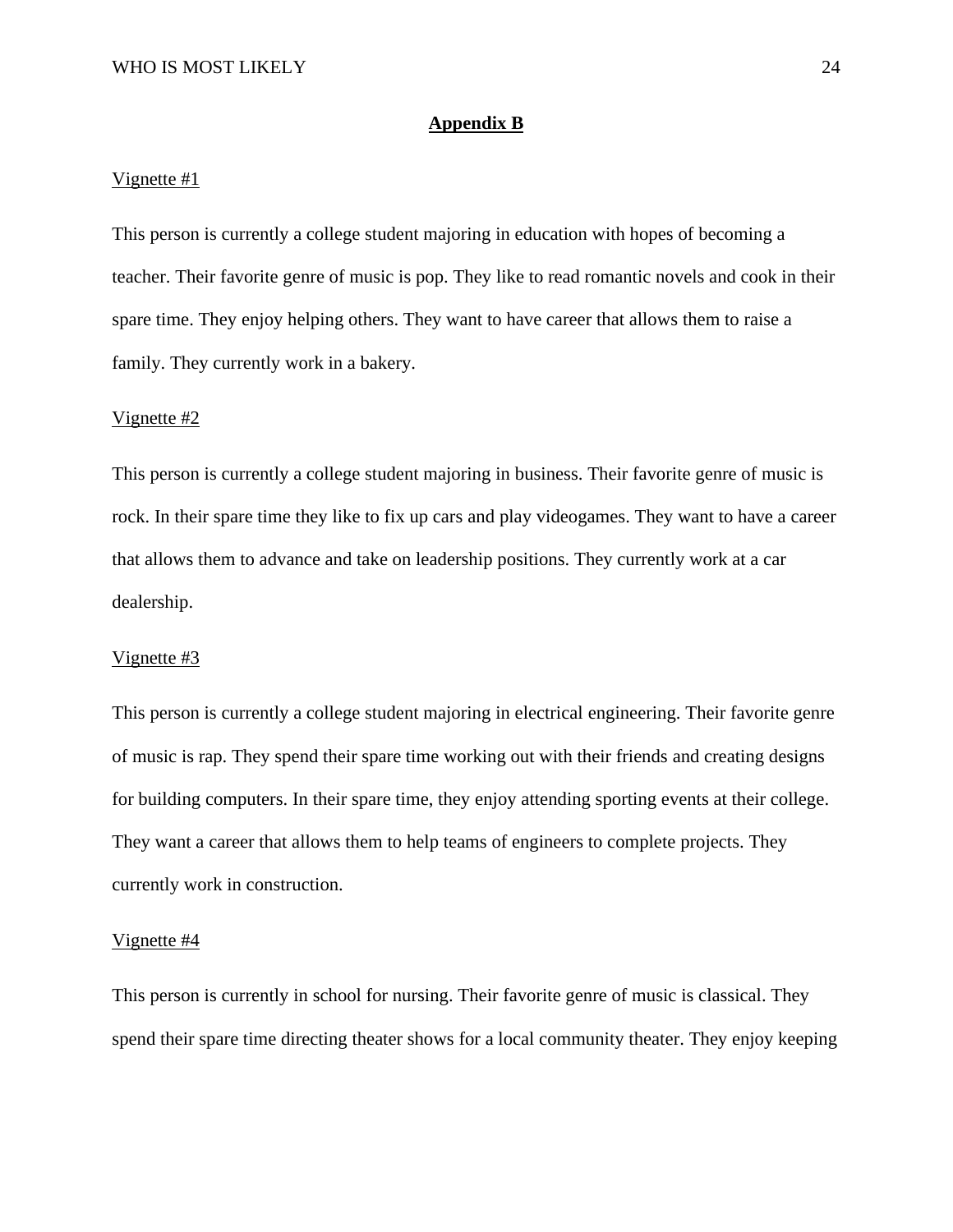## Appendix B

Vignette #1

This person is currently a college student majoring in education with hopes of becoming a teacher. Their favorite genre of music is pop. They like to read romantic novels and cook in their spare time. They enjoy helping others. They want to have career that allows them to raise a family. They currently work in a bakery.

Vignette #2

This person is currently a college student majoring in business. Their favorite genre of music is rock. In their spare time they like to fix up cars and play videogames. They want to have a career that allows them to advance and take on leadership positions. They currently work at a car dealership.

Vignette #3

This person is currently a college student majoring in electrical engineering. Their favorite genre of music is rap. They spend their spare time working out with their friends and creating designs for building computers. In their spare time, they enjoy attending sporting events at their college. They want a career that allows them to help teams of engineers to complete projects. They currently work in construction.

Vignette #4

This person is currently in school for nursing. Their favorite genre of music is classical. They spend their spare time directing theater shows for a local community theater. They enjoy keeping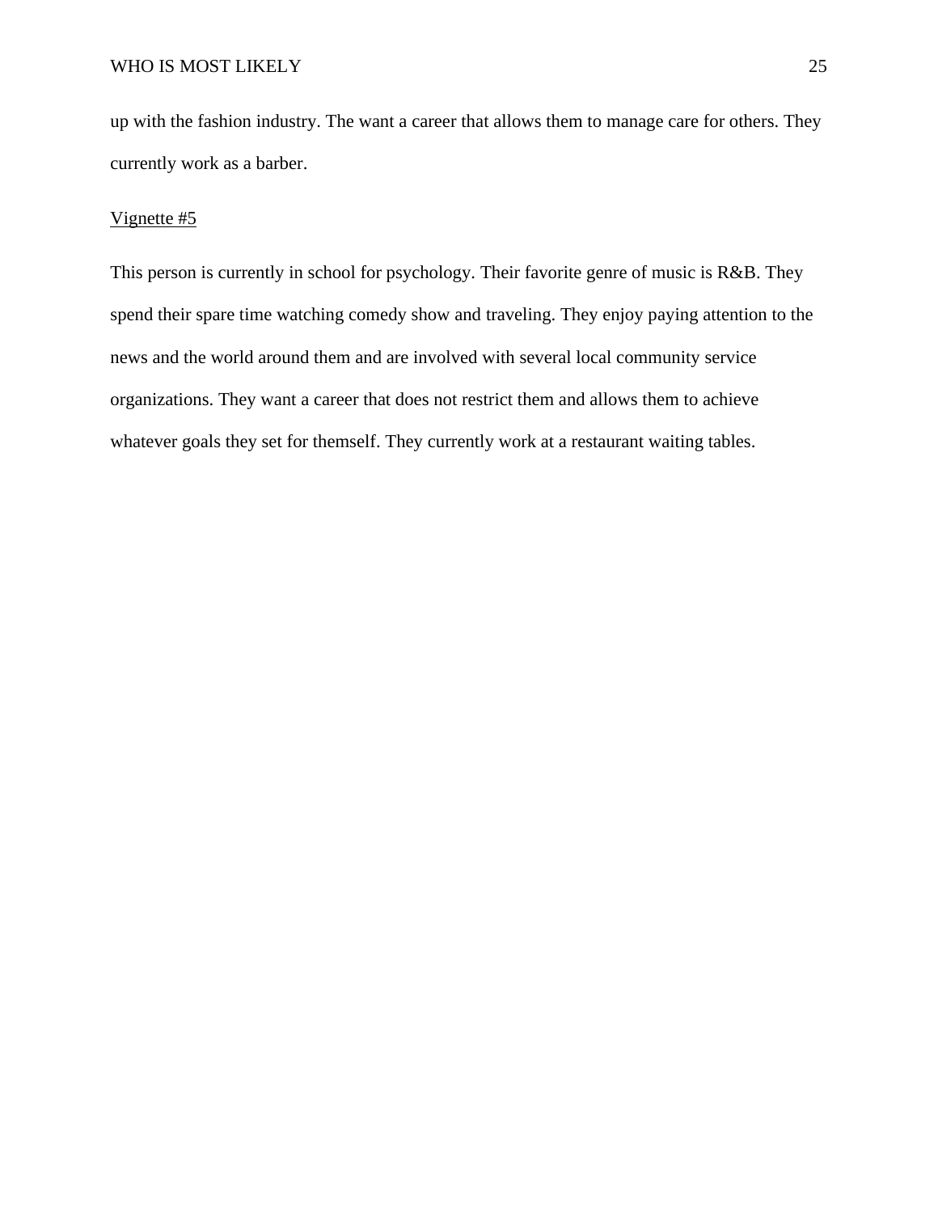up with the fashion industry. The want a career that allows them to manage care for others. They currently work as a barber.

<u>Vignette #5</u>

This person is currently in school for psychology. Their favorite genre of music is R&B. They spend their spare time watching comedy show and traveling. They enjoy paying attention to the news and the world around them and are involved with several local community service organizations. They want a career that does not restrict them and allows them to achieve whatever goals they set for themself. They currently work at a restaurant waiting tables.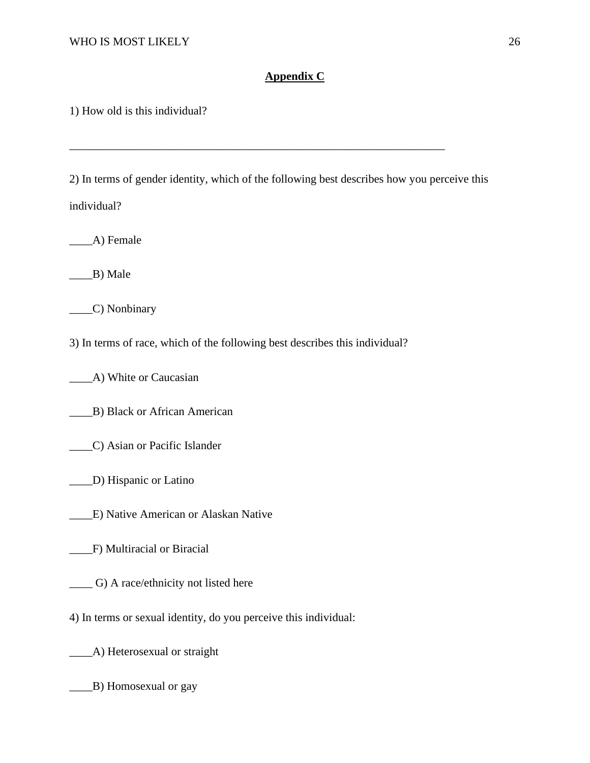## Appendix C

1) How old is this individual?

_____________________________________________________________________

2) In terms of gender identity, which of the following best describes how you perceive this individual?

____A) Female

____B) Male

____C) Nonbinary

3) In terms of race, which of the following best describes this individual?

____A) White or Caucasian

____B) Black or African American

____C) Asian or Pacific Islander

____D) Hispanic or Latino

____E) Native American or Alaskan Native

____F) Multiracial or Biracial

____ G) A race/ethnicity not listed here

4) In terms or sexual identity, do you perceive this individual:

____A) Heterosexual or straight

____B) Homosexual or gay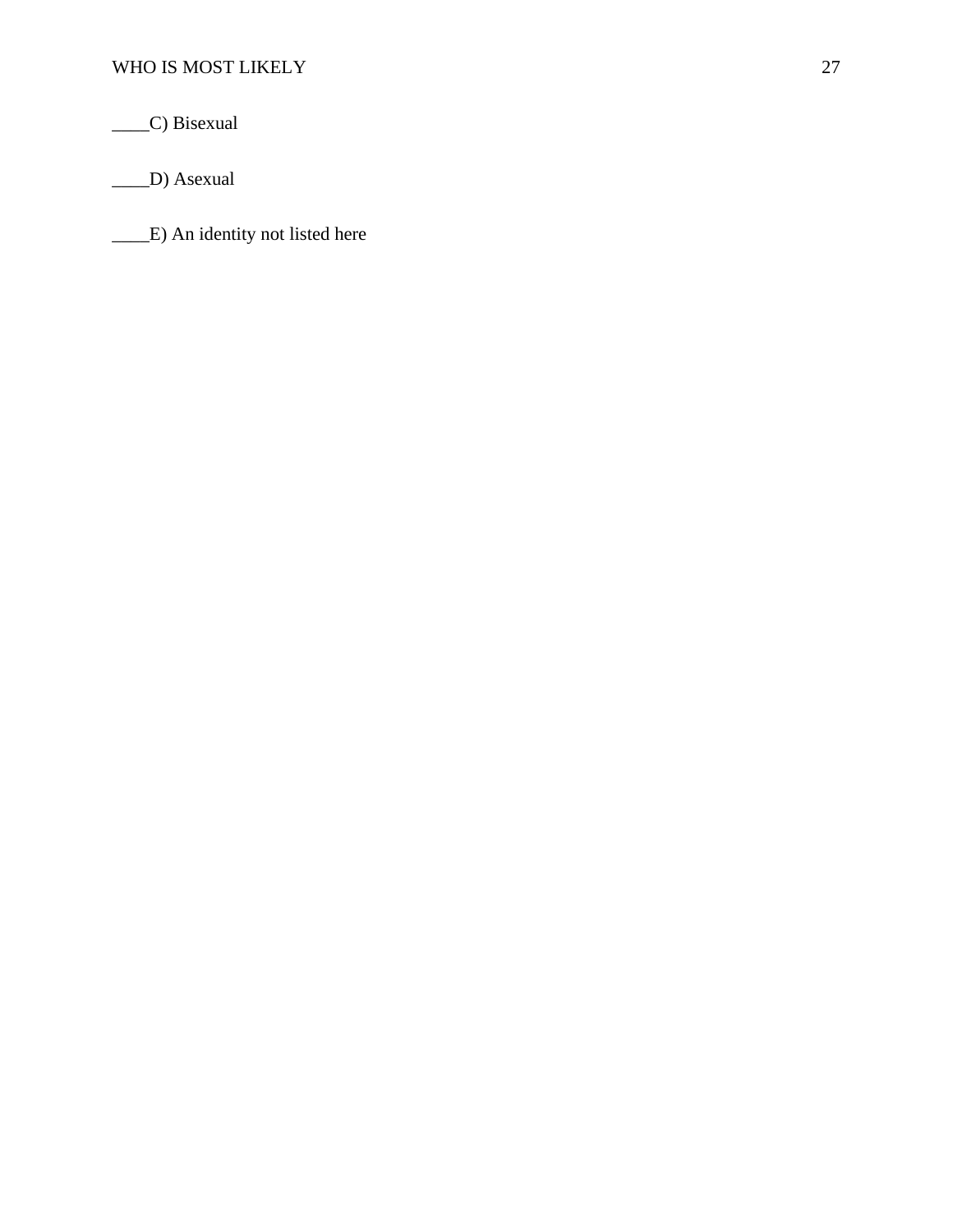____C) Bisexual

____D) Asexual

____E) An identity not listed here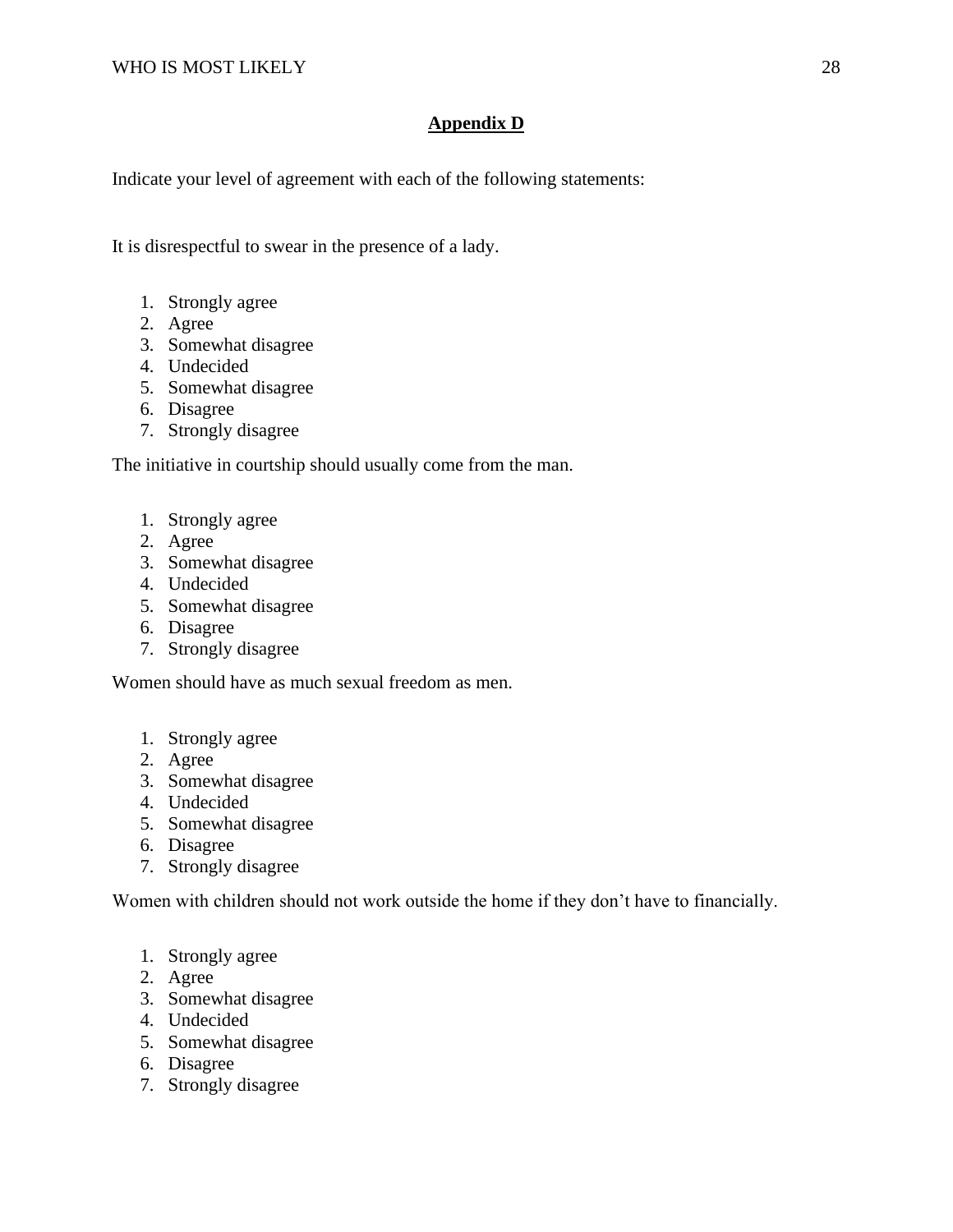## Appendix D

Indicate your level of agreement with each of the following statements:

It is disrespectful to swear in the presence of a lady.

1. Strongly agree
2. Agree
3. Somewhat disagree
4. Undecided
5. Somewhat disagree
6. Disagree
7. Strongly disagree

The initiative in courtship should usually come from the man.

1. Strongly agree
2. Agree
3. Somewhat disagree
4. Undecided
5. Somewhat disagree
6. Disagree
7. Strongly disagree

Women should have as much sexual freedom as men.

1. Strongly agree
2. Agree
3. Somewhat disagree
4. Undecided
5. Somewhat disagree
6. Disagree
7. Strongly disagree

Women with children should not work outside the home if they don't have to financially.

1. Strongly agree
2. Agree
3. Somewhat disagree
4. Undecided
5. Somewhat disagree
6. Disagree
7. Strongly disagree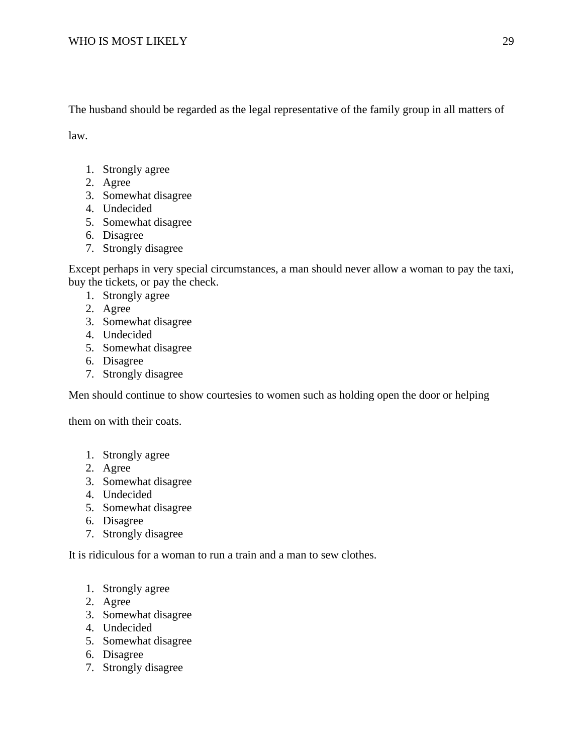The husband should be regarded as the legal representative of the family group in all matters of law.

1. Strongly agree
2. Agree
3. Somewhat disagree
4. Undecided
5. Somewhat disagree
6. Disagree
7. Strongly disagree

Except perhaps in very special circumstances, a man should never allow a woman to pay the taxi, buy the tickets, or pay the check.

1. Strongly agree
2. Agree
3. Somewhat disagree
4. Undecided
5. Somewhat disagree
6. Disagree
7. Strongly disagree

Men should continue to show courtesies to women such as holding open the door or helping them on with their coats.

1. Strongly agree
2. Agree
3. Somewhat disagree
4. Undecided
5. Somewhat disagree
6. Disagree
7. Strongly disagree

It is ridiculous for a woman to run a train and a man to sew clothes.

1. Strongly agree
2. Agree
3. Somewhat disagree
4. Undecided
5. Somewhat disagree
6. Disagree
7. Strongly disagree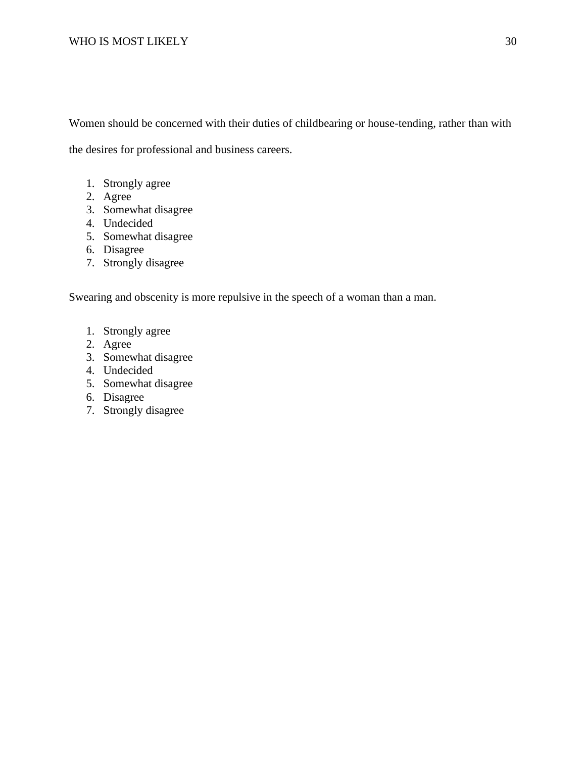Women should be concerned with their duties of childbearing or house-tending, rather than with the desires for professional and business careers.

1. Strongly agree
2. Agree
3. Somewhat disagree
4. Undecided
5. Somewhat disagree
6. Disagree
7. Strongly disagree

Swearing and obscenity is more repulsive in the speech of a woman than a man.

1. Strongly agree
2. Agree
3. Somewhat disagree
4. Undecided
5. Somewhat disagree
6. Disagree
7. Strongly disagree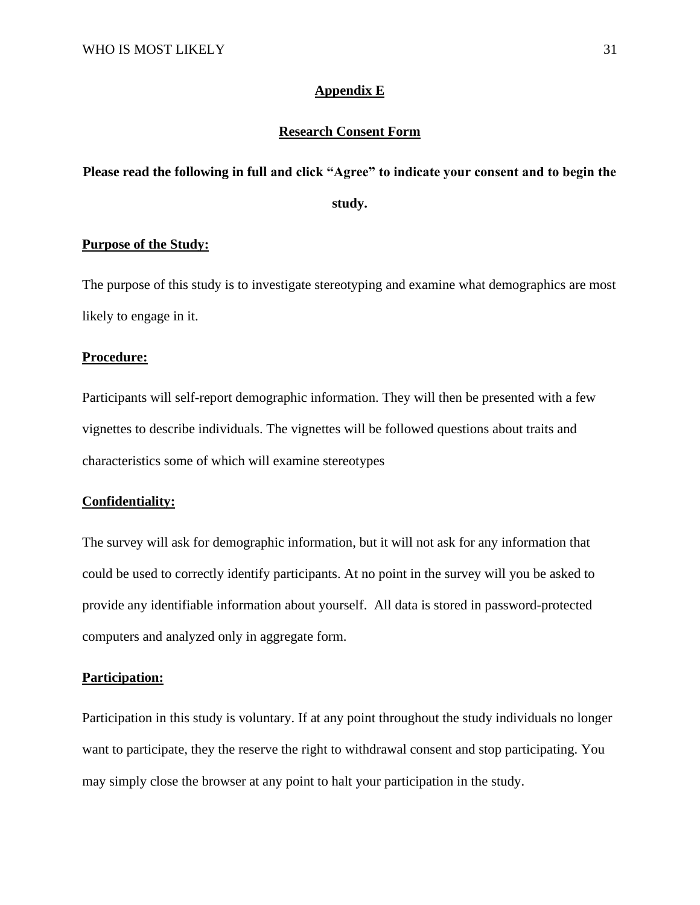## Appendix E

## Research Consent Form

**Please read the following in full and click "Agree" to indicate your consent and to begin the study.**

**Purpose of the Study:**

The purpose of this study is to investigate stereotyping and examine what demographics are most likely to engage in it.

**Procedure:**

Participants will self-report demographic information. They will then be presented with a few vignettes to describe individuals. The vignettes will be followed questions about traits and characteristics some of which will examine stereotypes

**Confidentiality:**

The survey will ask for demographic information, but it will not ask for any information that could be used to correctly identify participants. At no point in the survey will you be asked to provide any identifiable information about yourself. All data is stored in password-protected computers and analyzed only in aggregate form.

**Participation:**

Participation in this study is voluntary. If at any point throughout the study individuals no longer want to participate, they the reserve the right to withdrawal consent and stop participating. You may simply close the browser at any point to halt your participation in the study.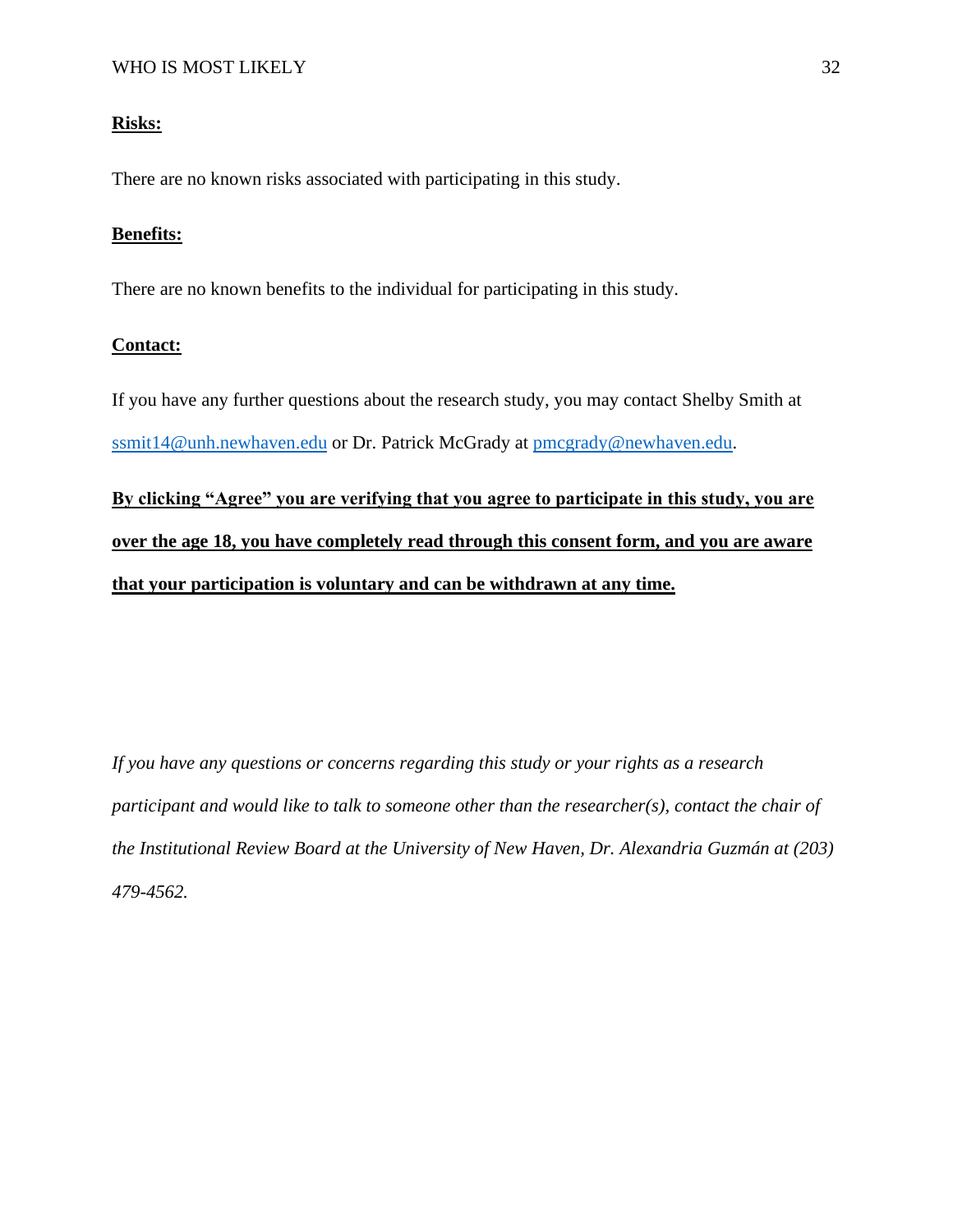**Risks:**

There are no known risks associated with participating in this study.

**Benefits:**

There are no known benefits to the individual for participating in this study.

**Contact:**

If you have any further questions about the research study, you may contact Shelby Smith at ssmit14@unh.newhaven.edu or Dr. Patrick McGrady at pmcgrady@newhaven.edu.

**By clicking "Agree" you are verifying that you agree to participate in this study, you are over the age 18, you have completely read through this consent form, and you are aware that your participation is voluntary and can be withdrawn at any time.**

*If you have any questions or concerns regarding this study or your rights as a research participant and would like to talk to someone other than the researcher(s), contact the chair of the Institutional Review Board at the University of New Haven, Dr. Alexandria Guzmán at (203) 479-4562.*